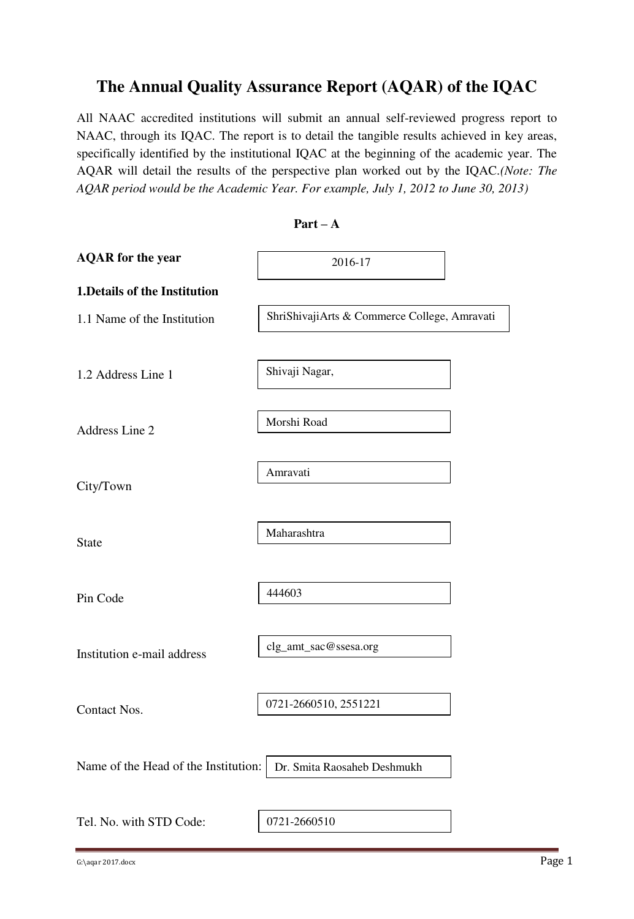# The Annual Quality Assurance Report (AQAR) of the IQAC

All NAAC accredited institutions will submit an annual self-reviewed progress report to NAAC, through its IQAC. The report is to detail the tangible results achieved in key areas, specifically identified by the institutional IQAC at the beginning of the academic year. The AQAR will detail the results of the perspective plan worked out by the IQAC.*(Note: The AQAR period would be the Academic Year. For example, July 1, 2012 to June 30, 2013)*

**Part – A**

**AQAR for the year** 2016-17

**1.Details of the Institution**

1.1 Name of the Institution: ShriShivajiArts & Commerce College, Amravati

1.2 Address Line 1: Shivaji Nagar,

Address Line 2: Morshi Road

City/Town: Amravati

State: Maharashtra

Pin Code: 444603

Institution e-mail address: clg_amt_sac@ssesa.org

Contact Nos.: 0721-2660510, 2551221

Name of the Head of the Institution: Dr. Smita Raosaheb Deshmukh

Tel. No. with STD Code: 0721-2660510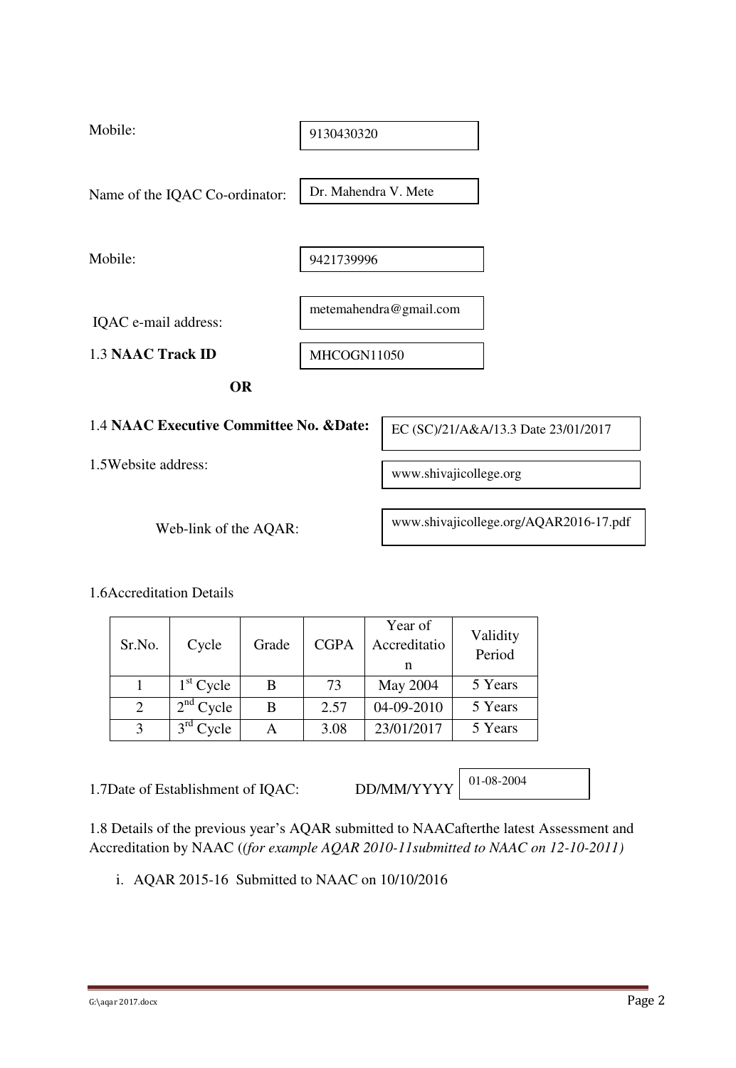Mobile: 9130430320

Name of the IQAC Co-ordinator: Dr. Mahendra V. Mete

Mobile: 9421739996

IQAC e-mail address: metemahendra@gmail.com

1.3 **NAAC Track ID** MHCOGN11050

**OR**

1.4 **NAAC Executive Committee No. &Date:** EC (SC)/21/A&A/13.3 Date 23/01/2017

1.5Website address: www.shivajicollege.org

Web-link of the AQAR: www.shivajicollege.org/AQAR2016-17.pdf

1.6Accreditation Details

| Sr.No. | Cycle | Grade | CGPA | Year of Accreditation | Validity Period |
|---|---|---|---|---|---|
| 1 | 1st Cycle | B | 73 | May 2004 | 5 Years |
| 2 | 2nd Cycle | B | 2.57 | 04-09-2010 | 5 Years |
| 3 | 3rd Cycle | A | 3.08 | 23/01/2017 | 5 Years |

1.7Date of Establishment of IQAC: DD/MM/YYYY 01-08-2004

1.8 Details of the previous year's AQAR submitted to NAACafterthe latest Assessment and Accreditation by NAAC (*(for example AQAR 2010-11submitted to NAAC on 12-10-2011)*

i. AQAR 2015-16 Submitted to NAAC on 10/10/2016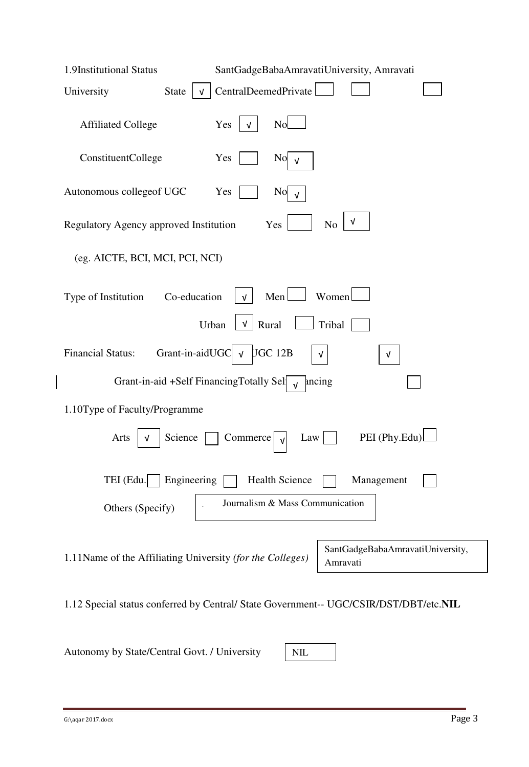1.9Institutional Status SantGadgeBabaAmravatiUniversity, Amravati

University State √ CentralDeemedPrivate

Affiliated College Yes √ No

ConstituentCollege Yes No √

Autonomous collegeof UGC Yes No √

Regulatory Agency approved Institution Yes No √

(eg. AICTE, BCI, MCI, PCI, NCI)

Type of Institution Co-education √ Men Women

Urban √ Rural Tribal

Financial Status: Grant-in-aidUGC √ UGC 12B √ √

Grant-in-aid +Self FinancingTotally Self Financing √

1.10Type of Faculty/Programme

Arts √ Science Commerce √ Law PEI (Phy.Edu)

TEI (Edu. Engineering Health Science Management

Others (Specify) Journalism & Mass Communication

1.11Name of the Affiliating University *(for the Colleges)* SantGadgeBabaAmravatiUniversity, Amravati

1.12 Special status conferred by Central/ State Government-- UGC/CSIR/DST/DBT/etc.**NIL**

Autonomy by State/Central Govt. / University NIL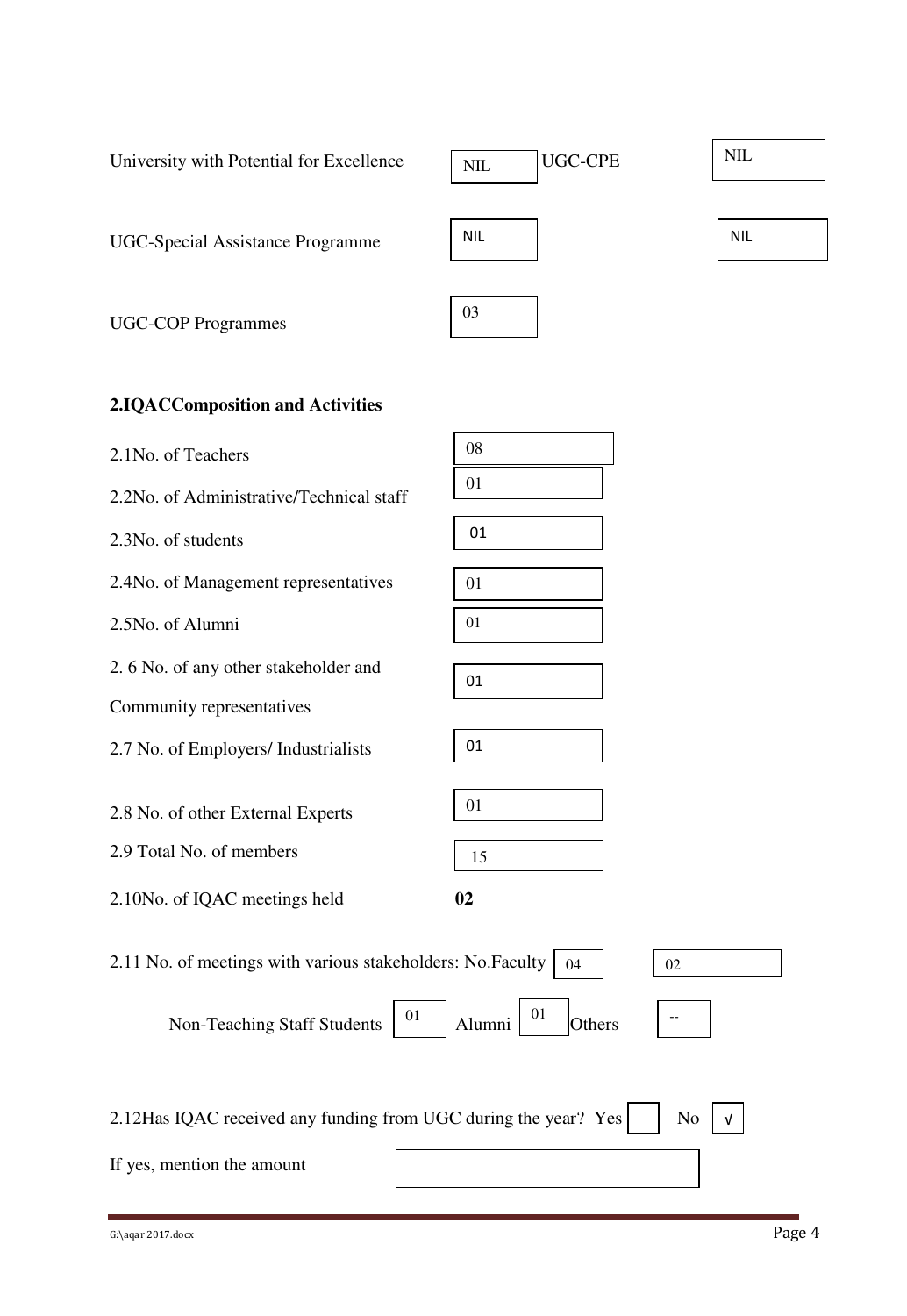| | | | |
|---|---|---|---|
| University with Potential for Excellence | NIL | UGC-CPE | NIL |
| UGC-Special Assistance Programme | NIL | | NIL |
| UGC-COP Programmes | 03 | | |

## 2.IQACComposition and Activities

| | |
|---|---|
| 2.1No. of Teachers | 08 |
| 2.2No. of Administrative/Technical staff | 01 |
| 2.3No. of students | 01 |
| 2.4No. of Management representatives | 01 |
| 2.5No. of Alumni | 01 |
| 2. 6 No. of any other stakeholder and Community representatives | 01 |
| 2.7 No. of Employers/ Industrialists | 01 |
| 2.8 No. of other External Experts | 01 |
| 2.9 Total No. of members | 15 |
| 2.10No. of IQAC meetings held | **02** |

2.11 No. of meetings with various stakeholders: No.Faculty 04 02

Non-Teaching Staff Students 01 Alumni 01 Others --

2.12Has IQAC received any funding from UGC during the year? Yes [ ] No [√]

If yes, mention the amount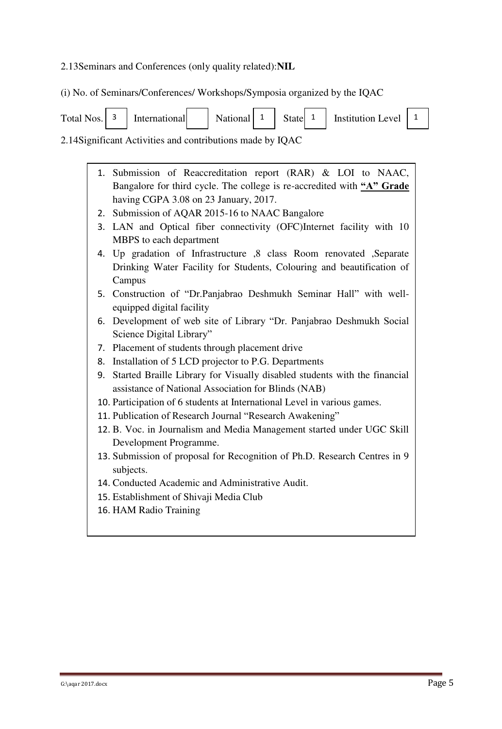2.13Seminars and Conferences (only quality related):**NIL**

(i) No. of Seminars/Conferences/ Workshops/Symposia organized by the IQAC

| Total Nos. | 3 | International | | National | 1 | State | 1 | Institution Level | 1 |
|---|---|---|---|---|---|---|---|---|---|

2.14Significant Activities and contributions made by IQAC

1. Submission of Reaccreditation report (RAR) & LOI to NAAC, Bangalore for third cycle. The college is re-accredited with **"A" Grade** having CGPA 3.08 on 23 January, 2017.
2. Submission of AQAR 2015-16 to NAAC Bangalore
3. LAN and Optical fiber connectivity (OFC)Internet facility with 10 MBPS to each department
4. Up gradation of Infrastructure ,8 class Room renovated ,Separate Drinking Water Facility for Students, Colouring and beautification of Campus
5. Construction of "Dr.Panjabrao Deshmukh Seminar Hall" with well-equipped digital facility
6. Development of web site of Library "Dr. Panjabrao Deshmukh Social Science Digital Library"
7. Placement of students through placement drive
8. Installation of 5 LCD projector to P.G. Departments
9. Started Braille Library for Visually disabled students with the financial assistance of National Association for Blinds (NAB)
10. Participation of 6 students at International Level in various games.
11. Publication of Research Journal "Research Awakening"
12. B. Voc. in Journalism and Media Management started under UGC Skill Development Programme.
13. Submission of proposal for Recognition of Ph.D. Research Centres in 9 subjects.
14. Conducted Academic and Administrative Audit.
15. Establishment of Shivaji Media Club
16. HAM Radio Training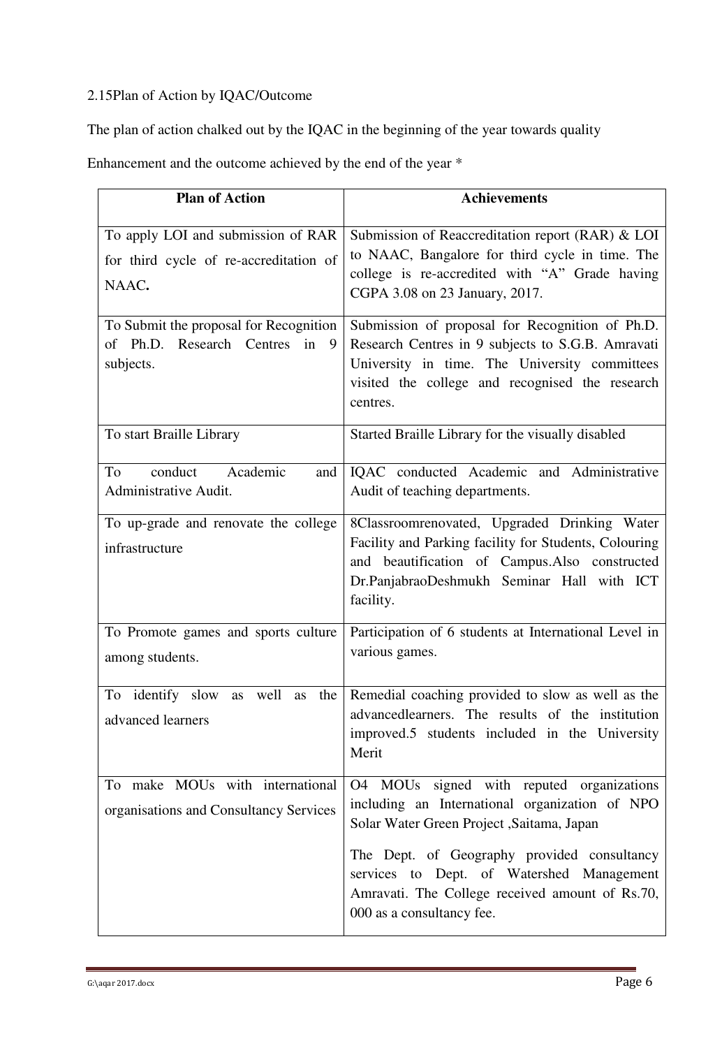2.15Plan of Action by IQAC/Outcome

The plan of action chalked out by the IQAC in the beginning of the year towards quality

Enhancement and the outcome achieved by the end of the year *

| Plan of Action | Achievements |
|---|---|
| To apply LOI and submission of RAR for third cycle of re-accreditation of NAAC. | Submission of Reaccreditation report (RAR) & LOI to NAAC, Bangalore for third cycle in time. The college is re-accredited with "A" Grade having CGPA 3.08 on 23 January, 2017. |
| To Submit the proposal for Recognition of Ph.D. Research Centres in 9 subjects. | Submission of proposal for Recognition of Ph.D. Research Centres in 9 subjects to S.G.B. Amravati University in time. The University committees visited the college and recognised the research centres. |
| To start Braille Library | Started Braille Library for the visually disabled |
| To conduct Academic and Administrative Audit. | IQAC conducted Academic and Administrative Audit of teaching departments. |
| To up-grade and renovate the college infrastructure | 8Classroomrenovated, Upgraded Drinking Water Facility and Parking facility for Students, Colouring and beautification of Campus.Also constructed Dr.PanjabraoDeshmukh Seminar Hall with ICT facility. |
| To Promote games and sports culture among students. | Participation of 6 students at International Level in various games. |
| To identify slow as well as the advanced learners | Remedial coaching provided to slow as well as the advancedlearners. The results of the institution improved.5 students included in the University Merit |
| To make MOUs with international organisations and Consultancy Services | O4 MOUs signed with reputed organizations including an International organization of NPO Solar Water Green Project ,Saitama, Japan<br><br>The Dept. of Geography provided consultancy services to Dept. of Watershed Management Amravati. The College received amount of Rs.70, 000 as a consultancy fee. |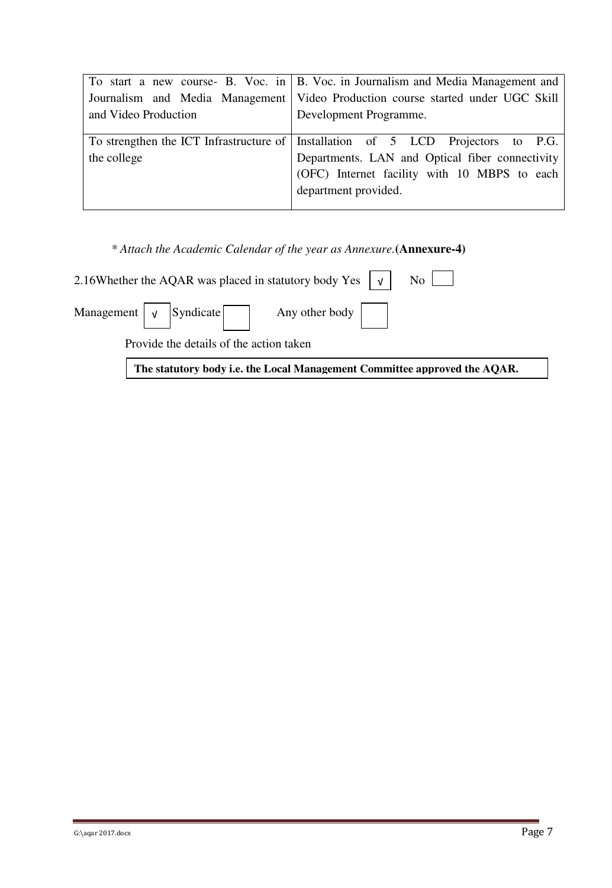| | |
|---|---|
| To start a new course- B. Voc. in Journalism and Media Management and Video Production | B. Voc. in Journalism and Media Management and Video Production course started under UGC Skill Development Programme. |
| To strengthen the ICT Infrastructure of the college | Installation of 5 LCD Projectors to P.G. Departments. LAN and Optical fiber connectivity (OFC) Internet facility with 10 MBPS to each department provided. |

*\* Attach the Academic Calendar of the year as Annexure.* **(Annexure-4)**

2.16 Whether the AQAR was placed in statutory body Yes [√] No [ ]

Management [√] Syndicate [ ] Any other body [ ]

Provide the details of the action taken

**The statutory body i.e. the Local Management Committee approved the AQAR.**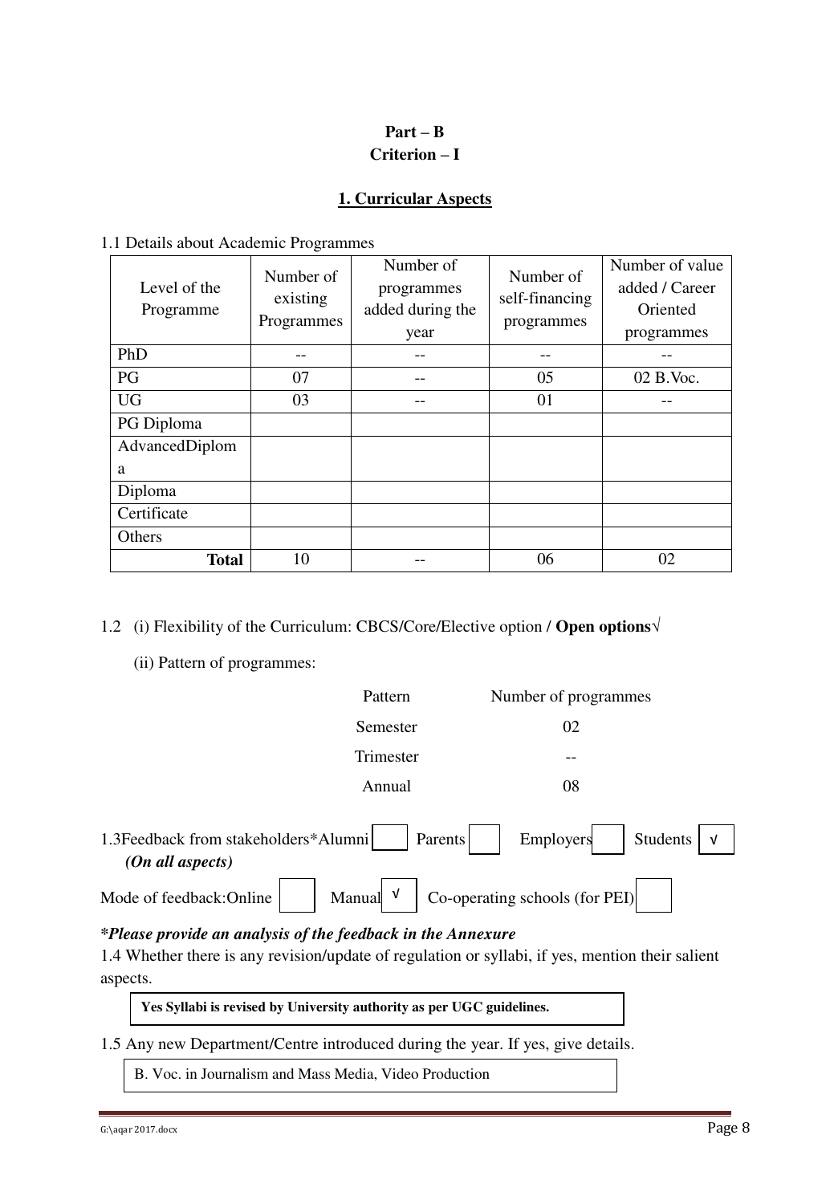**Part – B**

**Criterion – I**

## 1. Curricular Aspects

1.1 Details about Academic Programmes

| Level of the Programme | Number of existing Programmes | Number of programmes added during the year | Number of self-financing programmes | Number of value added / Career Oriented programmes |
|---|---|---|---|---|
| PhD | -- | -- | -- | -- |
| PG | 07 | -- | 05 | 02 B.Voc. |
| UG | 03 | -- | 01 | -- |
| PG Diploma | | | | |
| AdvancedDiploma | | | | |
| Diploma | | | | |
| Certificate | | | | |
| Others | | | | |
| **Total** | 10 | -- | 06 | 02 |

1.2 (i) Flexibility of the Curriculum: CBCS/Core/Elective option / **Open options**√

(ii) Pattern of programmes:

| Pattern | Number of programmes |
|---|---|
| Semester | 02 |
| Trimester | -- |
| Annual | 08 |

1.3Feedback from stakeholders*Alumni [ ] Parents [ ] Employers [ ] Students [√]
*(On all aspects)*

Mode of feedback:Online [ ] Manual [√] Co-operating schools (for PEI) [ ]

***Please provide an analysis of the feedback in the Annexure**

1.4 Whether there is any revision/update of regulation or syllabi, if yes, mention their salient aspects.

**Yes Syllabi is revised by University authority as per UGC guidelines.**

1.5 Any new Department/Centre introduced during the year. If yes, give details.

B. Voc. in Journalism and Mass Media, Video Production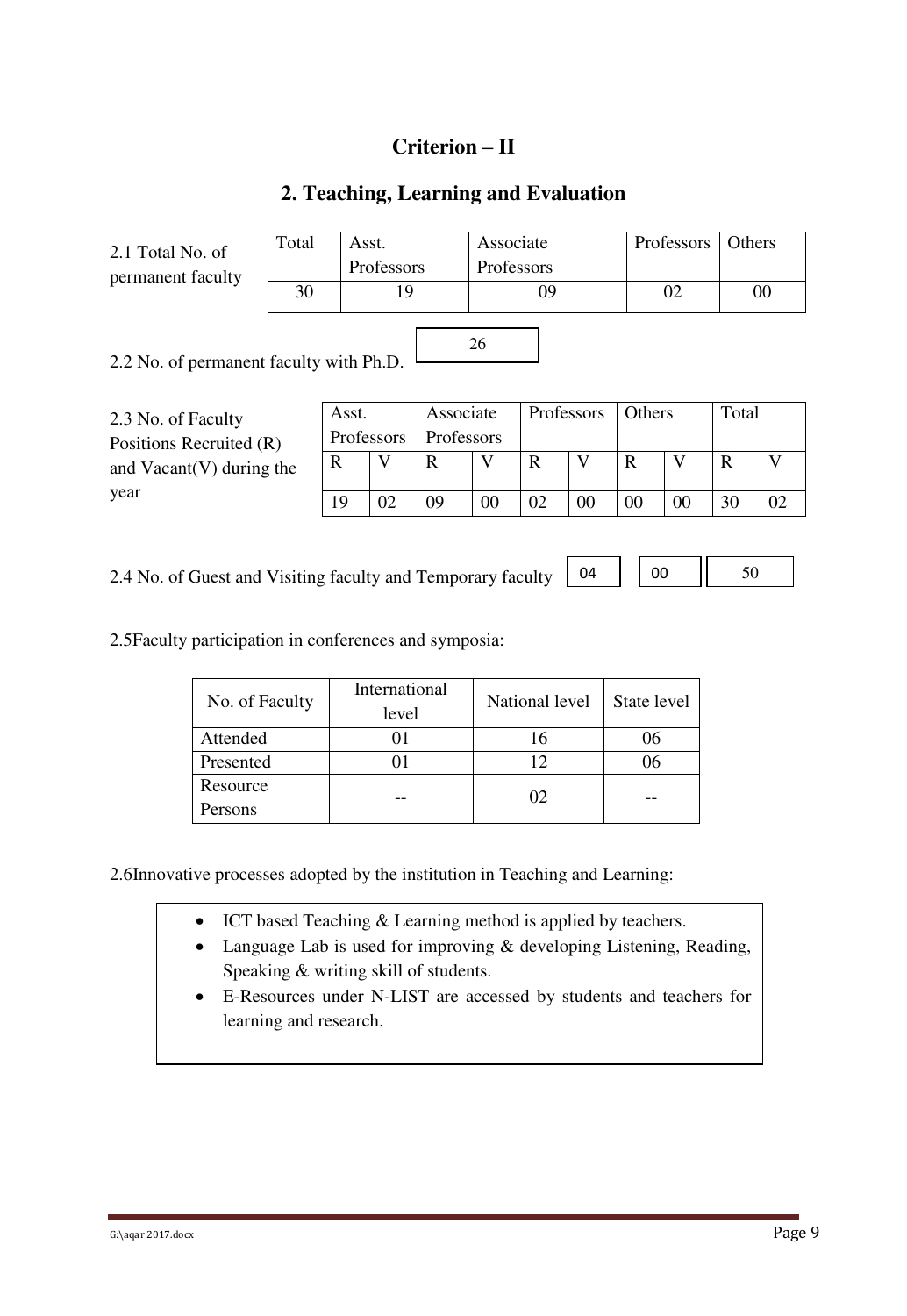# Criterion – II

## 2. Teaching, Learning and Evaluation

2.1 Total No. of permanent faculty

| Total | Asst. Professors | Associate Professors | Professors | Others |
|---|---|---|---|---|
| 30 | 19 | 09 | 02 | 00 |

2.2 No. of permanent faculty with Ph.D. 26

2.3 No. of Faculty Positions Recruited (R) and Vacant(V) during the year

| Asst. Professors | | Associate Professors | | Professors | | Others | | Total | |
|---|---|---|---|---|---|---|---|---|---|
| R | V | R | V | R | V | R | V | R | V |
| 19 | 02 | 09 | 00 | 02 | 00 | 00 | 00 | 30 | 02 |

2.4 No. of Guest and Visiting faculty and Temporary faculty 04 00 50

2.5Faculty participation in conferences and symposia:

| No. of Faculty | International level | National level | State level |
|---|---|---|---|
| Attended | 01 | 16 | 06 |
| Presented | 01 | 12 | 06 |
| Resource Persons | -- | 02 | -- |

2.6Innovative processes adopted by the institution in Teaching and Learning:

- ICT based Teaching & Learning method is applied by teachers.
- Language Lab is used for improving & developing Listening, Reading, Speaking & writing skill of students.
- E-Resources under N-LIST are accessed by students and teachers for learning and research.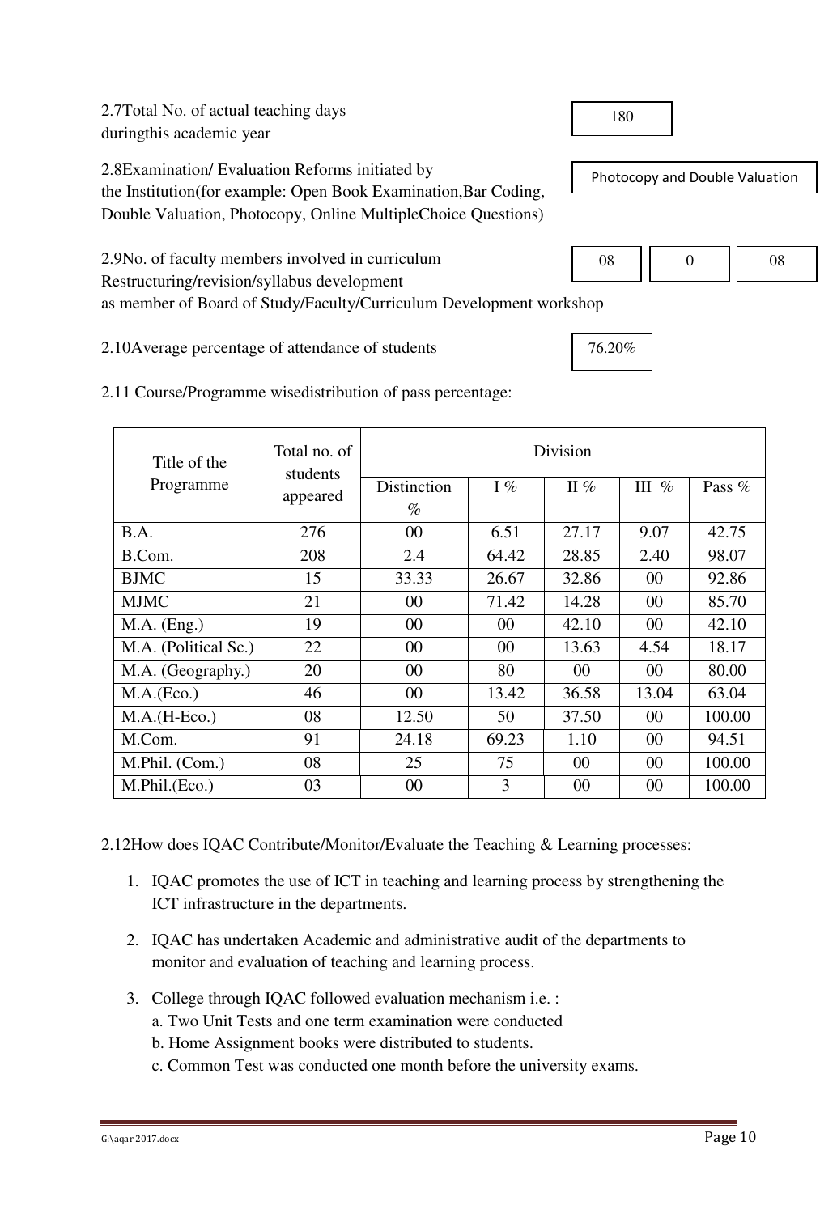2.7Total No. of actual teaching days duringthis academic year

180

2.8Examination/ Evaluation Reforms initiated by the Institution(for example: Open Book Examination,Bar Coding, Double Valuation, Photocopy, Online MultipleChoice Questions)

Photocopy and Double Valuation

2.9No. of faculty members involved in curriculum Restructuring/revision/syllabus development as member of Board of Study/Faculty/Curriculum Development workshop

| 08 | 0 | 08 |
|---|---|---|

2.10Average percentage of attendance of students

76.20%

2.11 Course/Programme wisedistribution of pass percentage:

| Title of the Programme | Total no. of students appeared | Division | | | | |
|---|---|---|---|---|---|---|
| | | Distinction % | I % | II % | III % | Pass % |
| B.A. | 276 | 00 | 6.51 | 27.17 | 9.07 | 42.75 |
| B.Com. | 208 | 2.4 | 64.42 | 28.85 | 2.40 | 98.07 |
| BJMC | 15 | 33.33 | 26.67 | 32.86 | 00 | 92.86 |
| MJMC | 21 | 00 | 71.42 | 14.28 | 00 | 85.70 |
| M.A. (Eng.) | 19 | 00 | 00 | 42.10 | 00 | 42.10 |
| M.A. (Political Sc.) | 22 | 00 | 00 | 13.63 | 4.54 | 18.17 |
| M.A. (Geography.) | 20 | 00 | 80 | 00 | 00 | 80.00 |
| M.A.(Eco.) | 46 | 00 | 13.42 | 36.58 | 13.04 | 63.04 |
| M.A.(H-Eco.) | 08 | 12.50 | 50 | 37.50 | 00 | 100.00 |
| M.Com. | 91 | 24.18 | 69.23 | 1.10 | 00 | 94.51 |
| M.Phil. (Com.) | 08 | 25 | 75 | 00 | 00 | 100.00 |
| M.Phil.(Eco.) | 03 | 00 | 3 | 00 | 00 | 100.00 |

2.12How does IQAC Contribute/Monitor/Evaluate the Teaching & Learning processes:

1. IQAC promotes the use of ICT in teaching and learning process by strengthening the ICT infrastructure in the departments.
2. IQAC has undertaken Academic and administrative audit of the departments to monitor and evaluation of teaching and learning process.
3. College through IQAC followed evaluation mechanism i.e. :
   a. Two Unit Tests and one term examination were conducted
   b. Home Assignment books were distributed to students.
   c. Common Test was conducted one month before the university exams.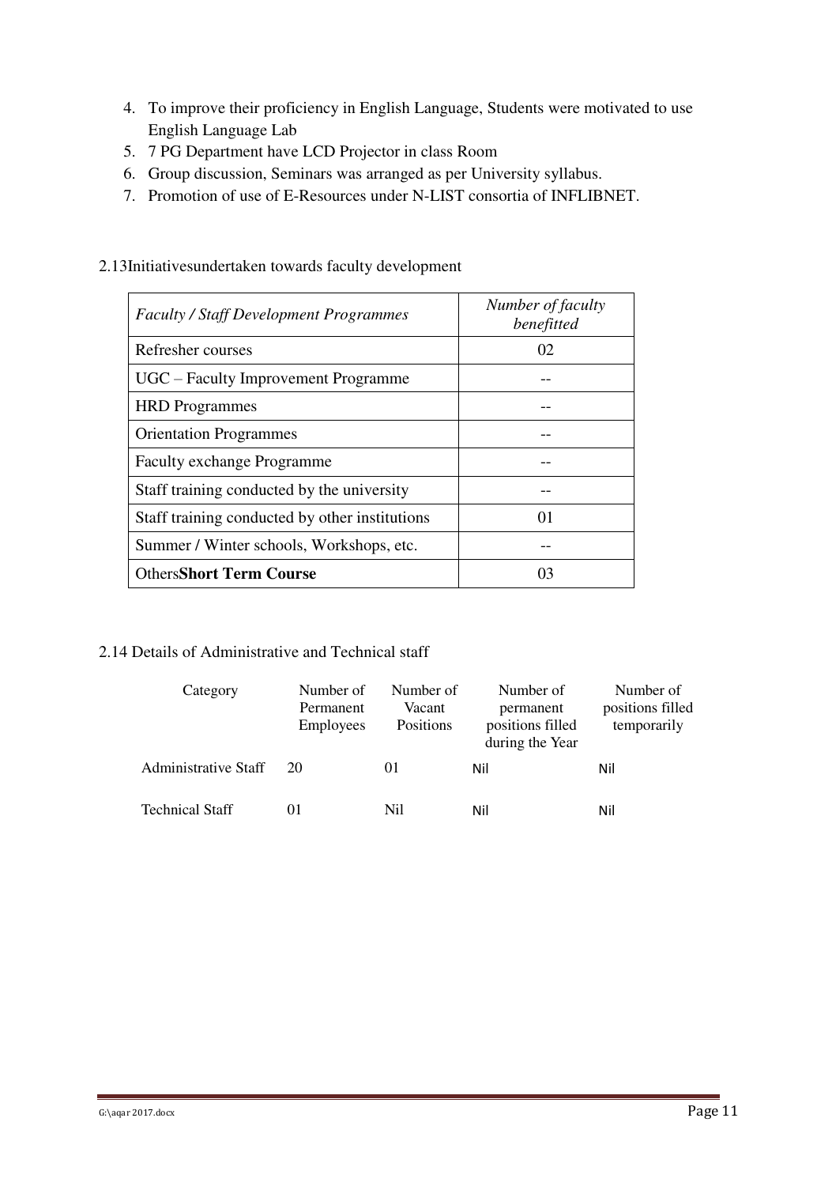4. To improve their proficiency in English Language, Students were motivated to use English Language Lab
5. 7 PG Department have LCD Projector in class Room
6. Group discussion, Seminars was arranged as per University syllabus.
7. Promotion of use of E-Resources under N-LIST consortia of INFLIBNET.

2.13Initiativesundertaken towards faculty development

| *Faculty / Staff Development Programmes* | *Number of faculty benefitted* |
|---|---|
| Refresher courses | 02 |
| UGC – Faculty Improvement Programme | -- |
| HRD Programmes | -- |
| Orientation Programmes | -- |
| Faculty exchange Programme | -- |
| Staff training conducted by the university | -- |
| Staff training conducted by other institutions | 01 |
| Summer / Winter schools, Workshops, etc. | -- |
| Others**Short Term Course** | 03 |

2.14 Details of Administrative and Technical staff

| Category | Number of Permanent Employees | Number of Vacant Positions | Number of permanent positions filled during the Year | Number of positions filled temporarily |
|---|---|---|---|---|
| Administrative Staff | 20 | 01 | Nil | Nil |
| Technical Staff | 01 | Nil | Nil | Nil |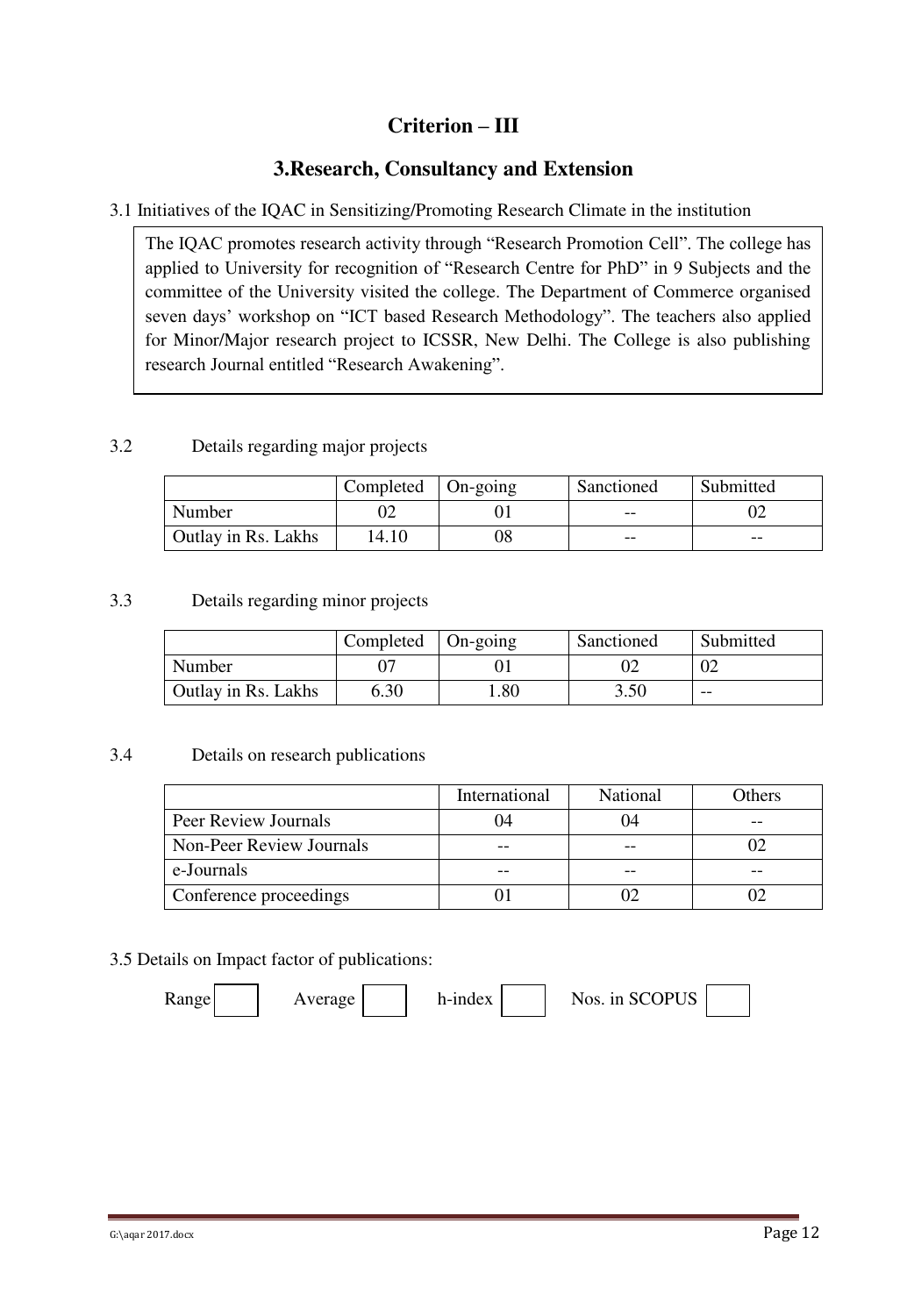# Criterion – III

## 3.Research, Consultancy and Extension

3.1 Initiatives of the IQAC in Sensitizing/Promoting Research Climate in the institution

The IQAC promotes research activity through "Research Promotion Cell". The college has applied to University for recognition of "Research Centre for PhD" in 9 Subjects and the committee of the University visited the college. The Department of Commerce organised seven days' workshop on "ICT based Research Methodology". The teachers also applied for Minor/Major research project to ICSSR, New Delhi. The College is also publishing research Journal entitled "Research Awakening".

3.2 Details regarding major projects

| | Completed | On-going | Sanctioned | Submitted |
|---|---|---|---|---|
| Number | 02 | 01 | -- | 02 |
| Outlay in Rs. Lakhs | 14.10 | 08 | -- | -- |

3.3 Details regarding minor projects

| | Completed | On-going | Sanctioned | Submitted |
|---|---|---|---|---|
| Number | 07 | 01 | 02 | 02 |
| Outlay in Rs. Lakhs | 6.30 | 1.80 | 3.50 | -- |

3.4 Details on research publications

| | International | National | Others |
|---|---|---|---|
| Peer Review Journals | 04 | 04 | -- |
| Non-Peer Review Journals | -- | -- | 02 |
| e-Journals | -- | -- | -- |
| Conference proceedings | 01 | 02 | 02 |

3.5 Details on Impact factor of publications:

Range [ ] Average [ ] h-index [ ] Nos. in SCOPUS [ ]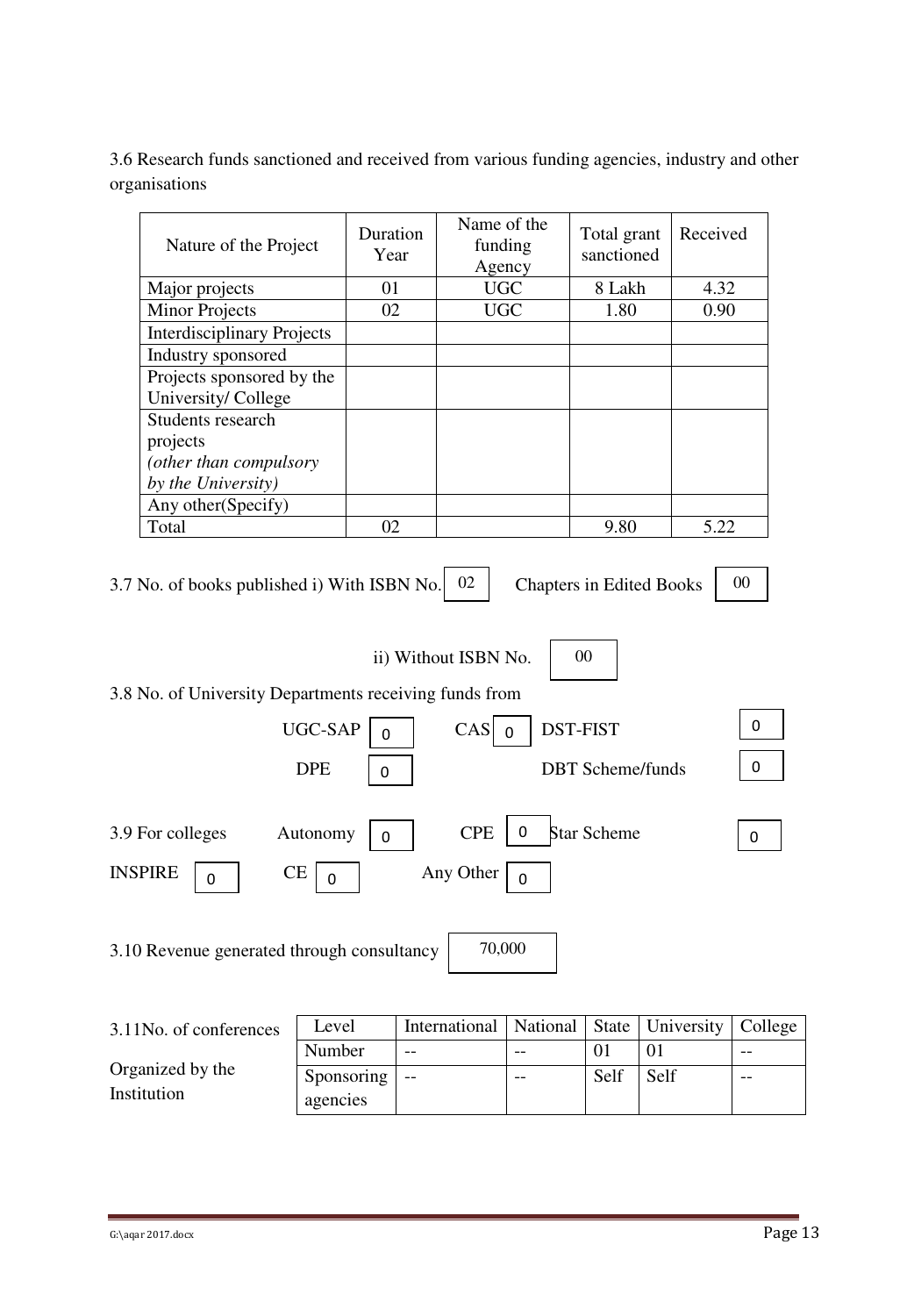3.6 Research funds sanctioned and received from various funding agencies, industry and other organisations

| Nature of the Project | Duration Year | Name of the funding Agency | Total grant sanctioned | Received |
|---|---|---|---|---|
| Major projects | 01 | UGC | 8 Lakh | 4.32 |
| Minor Projects | 02 | UGC | 1.80 | 0.90 |
| Interdisciplinary Projects | | | | |
| Industry sponsored | | | | |
| Projects sponsored by the University/ College | | | | |
| Students research projects *(other than compulsory by the University)* | | | | |
| Any other(Specify) | | | | |
| Total | 02 | | 9.80 | 5.22 |

3.7 No. of books published i) With ISBN No. 02 Chapters in Edited Books 00

ii) Without ISBN No. 00

3.8 No. of University Departments receiving funds from

UGC-SAP 0 CAS 0 DST-FIST 0

DPE 0 DBT Scheme/funds 0

3.9 For colleges Autonomy 0 CPE 0 Star Scheme 0

INSPIRE 0 CE 0 Any Other 0

3.10 Revenue generated through consultancy 70,000

3.11 No. of conferences Organized by the Institution

| Level | International | National | State | University | College |
|---|---|---|---|---|---|
| Number | -- | -- | 01 | 01 | -- |
| Sponsoring agencies | -- | -- | Self | Self | -- |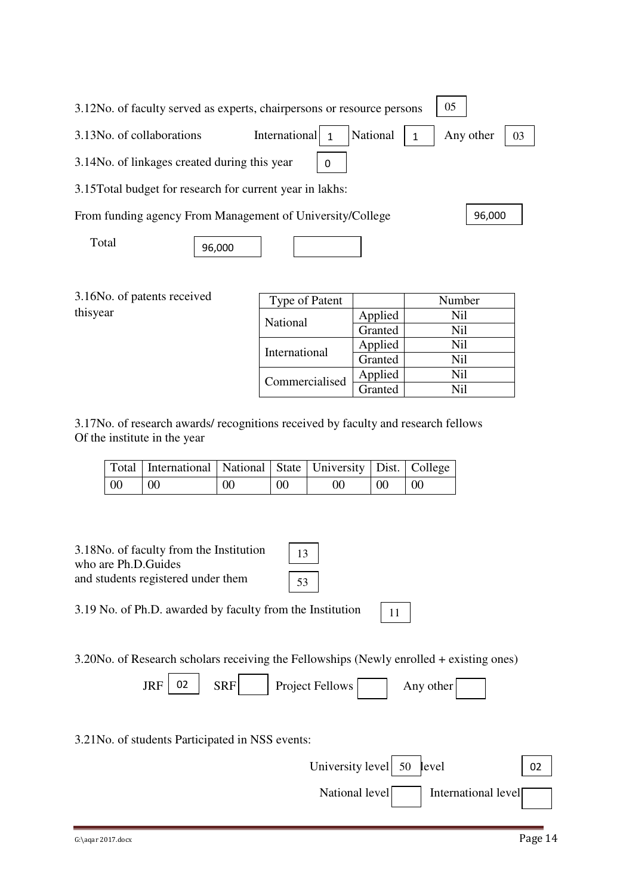3.12No. of faculty served as experts, chairpersons or resource persons 05

3.13No. of collaborations International 1 National 1 Any other 03

3.14No. of linkages created during this year 0

3.15Total budget for research for current year in lakhs:

From funding agency From Management of University/College 96,000

Total 96,000

3.16No. of patents received thisyear

| Type of Patent | | Number |
|---|---|---|
| National | Applied | Nil |
| | Granted | Nil |
| International | Applied | Nil |
| | Granted | Nil |
| Commercialised | Applied | Nil |
| | Granted | Nil |

3.17No. of research awards/ recognitions received by faculty and research fellows Of the institute in the year

| Total | International | National | State | University | Dist. | College |
|---|---|---|---|---|---|---|
| 00 | 00 | 00 | 00 | 00 | 00 | 00 |

3.18No. of faculty from the Institution who are Ph.D.Guides 13

and students registered under them 53

3.19 No. of Ph.D. awarded by faculty from the Institution 11

3.20No. of Research scholars receiving the Fellowships (Newly enrolled + existing ones)

JRF 02 SRF Project Fellows Any other

3.21No. of students Participated in NSS events:

University level 50 level 02

National level International level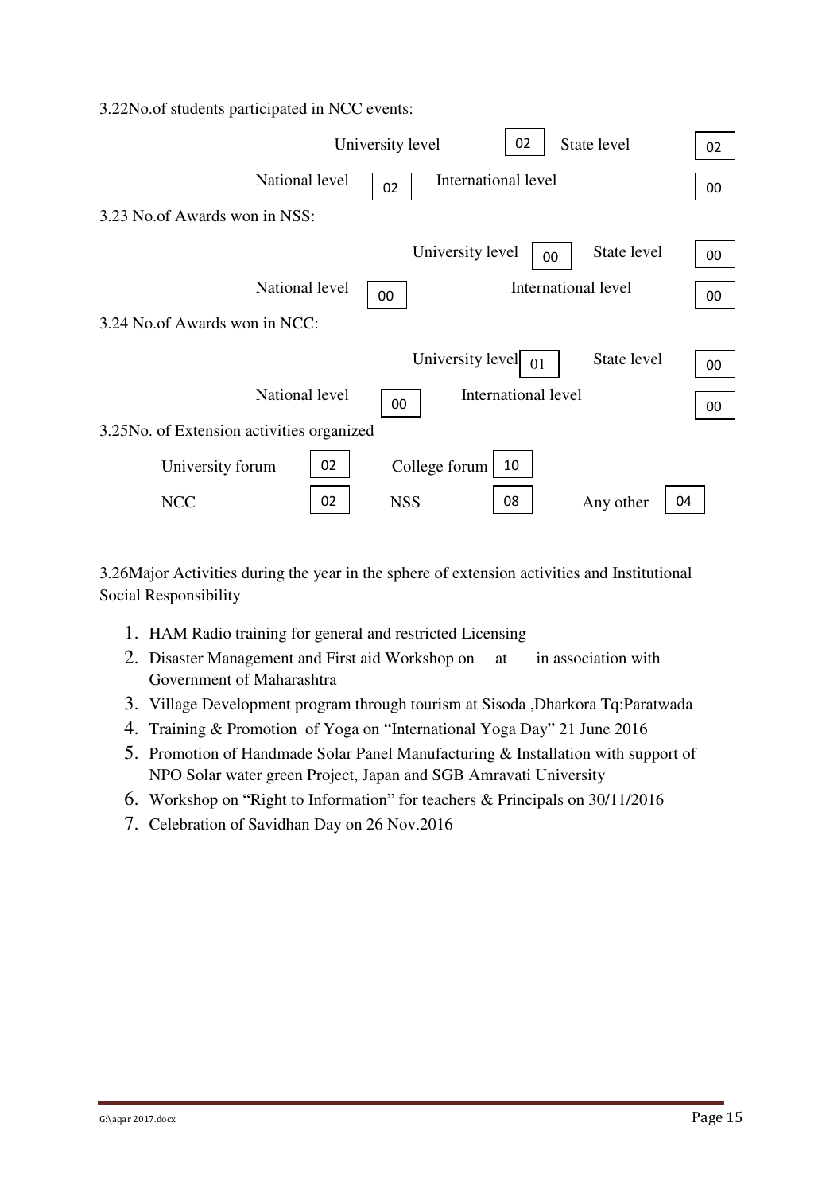3.22No.of students participated in NCC events:

| | | | |
|---|---|---|---|
| University level | 02 | State level | 02 |
| National level | 02 | International level | 00 |

3.23 No.of Awards won in NSS:

| | | | |
|---|---|---|---|
| University level | 00 | State level | 00 |
| National level | 00 | International level | 00 |

3.24 No.of Awards won in NCC:

| | | | |
|---|---|---|---|
| University level | 01 | State level | 00 |
| National level | 00 | International level | 00 |

3.25No. of Extension activities organized

| | | | | | |
|---|---|---|---|---|---|
| University forum | 02 | College forum | 10 | | |
| NCC | 02 | NSS | 08 | Any other | 04 |

3.26Major Activities during the year in the sphere of extension activities and Institutional Social Responsibility

1. HAM Radio training for general and restricted Licensing
2. Disaster Management and First aid Workshop on at in association with Government of Maharashtra
3. Village Development program through tourism at Sisoda ,Dharkora Tq:Paratwada
4. Training & Promotion of Yoga on "International Yoga Day" 21 June 2016
5. Promotion of Handmade Solar Panel Manufacturing & Installation with support of NPO Solar water green Project, Japan and SGB Amravati University
6. Workshop on "Right to Information" for teachers & Principals on 30/11/2016
7. Celebration of Savidhan Day on 26 Nov.2016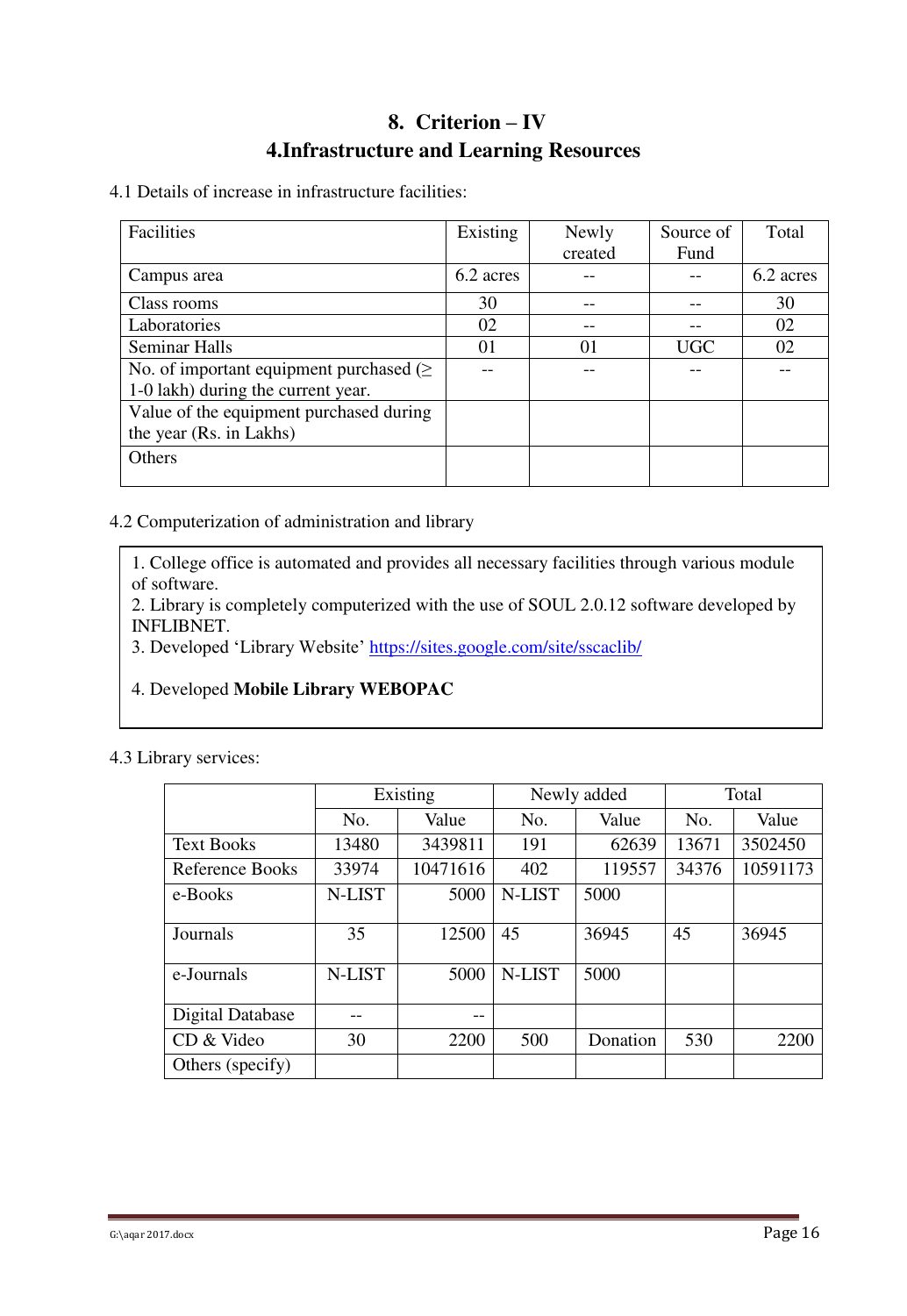# 8. Criterion – IV

# 4.Infrastructure and Learning Resources

4.1 Details of increase in infrastructure facilities:

| Facilities | Existing | Newly created | Source of Fund | Total |
|---|---|---|---|---|
| Campus area | 6.2 acres | -- | -- | 6.2 acres |
| Class rooms | 30 | -- | -- | 30 |
| Laboratories | 02 | -- | -- | 02 |
| Seminar Halls | 01 | 01 | UGC | 02 |
| No. of important equipment purchased (≥ 1-0 lakh) during the current year. | -- | -- | -- | -- |
| Value of the equipment purchased during the year (Rs. in Lakhs) | | | | |
| Others | | | | |

4.2 Computerization of administration and library

1. College office is automated and provides all necessary facilities through various module of software.
2. Library is completely computerized with the use of SOUL 2.0.12 software developed by INFLIBNET.
3. Developed 'Library Website' https://sites.google.com/site/sscaclib/

4. Developed **Mobile Library WEBOPAC**

4.3 Library services:

| | Existing | | Newly added | | Total | |
|---|---|---|---|---|---|---|
| | No. | Value | No. | Value | No. | Value |
| Text Books | 13480 | 3439811 | 191 | 62639 | 13671 | 3502450 |
| Reference Books | 33974 | 10471616 | 402 | 119557 | 34376 | 10591173 |
| e-Books | N-LIST | 5000 | N-LIST | 5000 | | |
| Journals | 35 | 12500 | 45 | 36945 | 45 | 36945 |
| e-Journals | N-LIST | 5000 | N-LIST | 5000 | | |
| Digital Database | -- | -- | | | | |
| CD & Video | 30 | 2200 | 500 | Donation | 530 | 2200 |
| Others (specify) | | | | | | |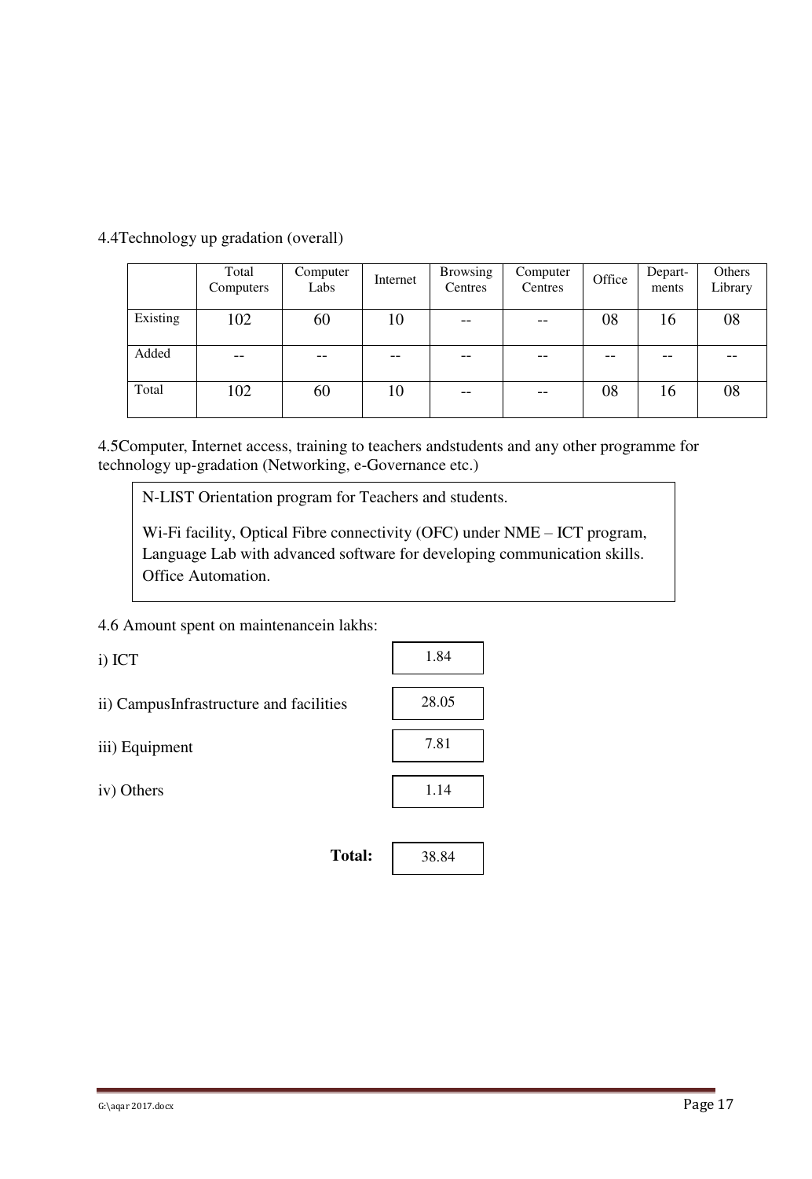4.4Technology up gradation (overall)

| | Total Computers | Computer Labs | Internet | Browsing Centres | Computer Centres | Office | Depart-ments | Others Library |
|---|---|---|---|---|---|---|---|---|
| Existing | 102 | 60 | 10 | -- | -- | 08 | 16 | 08 |
| Added | -- | -- | -- | -- | -- | -- | -- | -- |
| Total | 102 | 60 | 10 | -- | -- | 08 | 16 | 08 |

4.5Computer, Internet access, training to teachers andstudents and any other programme for technology up-gradation (Networking, e-Governance etc.)

N-LIST Orientation program for Teachers and students.

Wi-Fi facility, Optical Fibre connectivity (OFC) under NME – ICT program, Language Lab with advanced software for developing communication skills. Office Automation.

4.6 Amount spent on maintenancein lakhs:

i) ICT 1.84

ii) CampusInfrastructure and facilities 28.05

iii) Equipment 7.81

iv) Others 1.14

**Total:** 38.84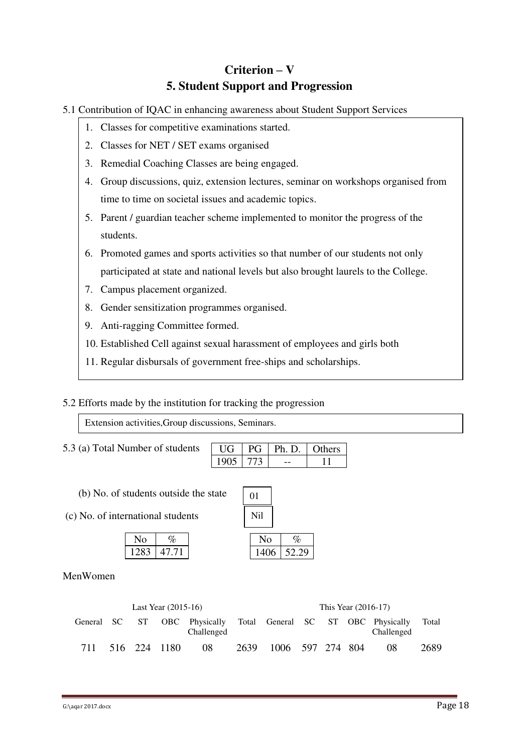# Criterion – V

## 5. Student Support and Progression

5.1 Contribution of IQAC in enhancing awareness about Student Support Services

1. Classes for competitive examinations started.
2. Classes for NET / SET exams organised
3. Remedial Coaching Classes are being engaged.
4. Group discussions, quiz, extension lectures, seminar on workshops organised from time to time on societal issues and academic topics.
5. Parent / guardian teacher scheme implemented to monitor the progress of the students.
6. Promoted games and sports activities so that number of our students not only participated at state and national levels but also brought laurels to the College.
7. Campus placement organized.
8. Gender sensitization programmes organised.
9. Anti-ragging Committee formed.
10. Established Cell against sexual harassment of employees and girls both
11. Regular disbursals of government free-ships and scholarships.

5.2 Efforts made by the institution for tracking the progression

Extension activities,Group discussions, Seminars.

5.3 (a) Total Number of students

| UG | PG | Ph. D. | Others |
|---|---|---|---|
| 1905 | 773 | -- | 11 |

(b) No. of students outside the state: 01

(c) No. of international students: Nil

Men

| No | % |
|---|---|
| 1283 | 47.71 |

Women

| No | % |
|---|---|
| 1406 | 52.29 |

| Last Year (2015-16) | | | | | | This Year (2016-17) | | | | | |
|---|---|---|---|---|---|---|---|---|---|---|---|
| General | SC | ST | OBC | Physically Challenged | Total | General | SC | ST | OBC | Physically Challenged | Total |
| 711 | 516 | 224 | 1180 | 08 | 2639 | 1006 | 597 | 274 | 804 | 08 | 2689 |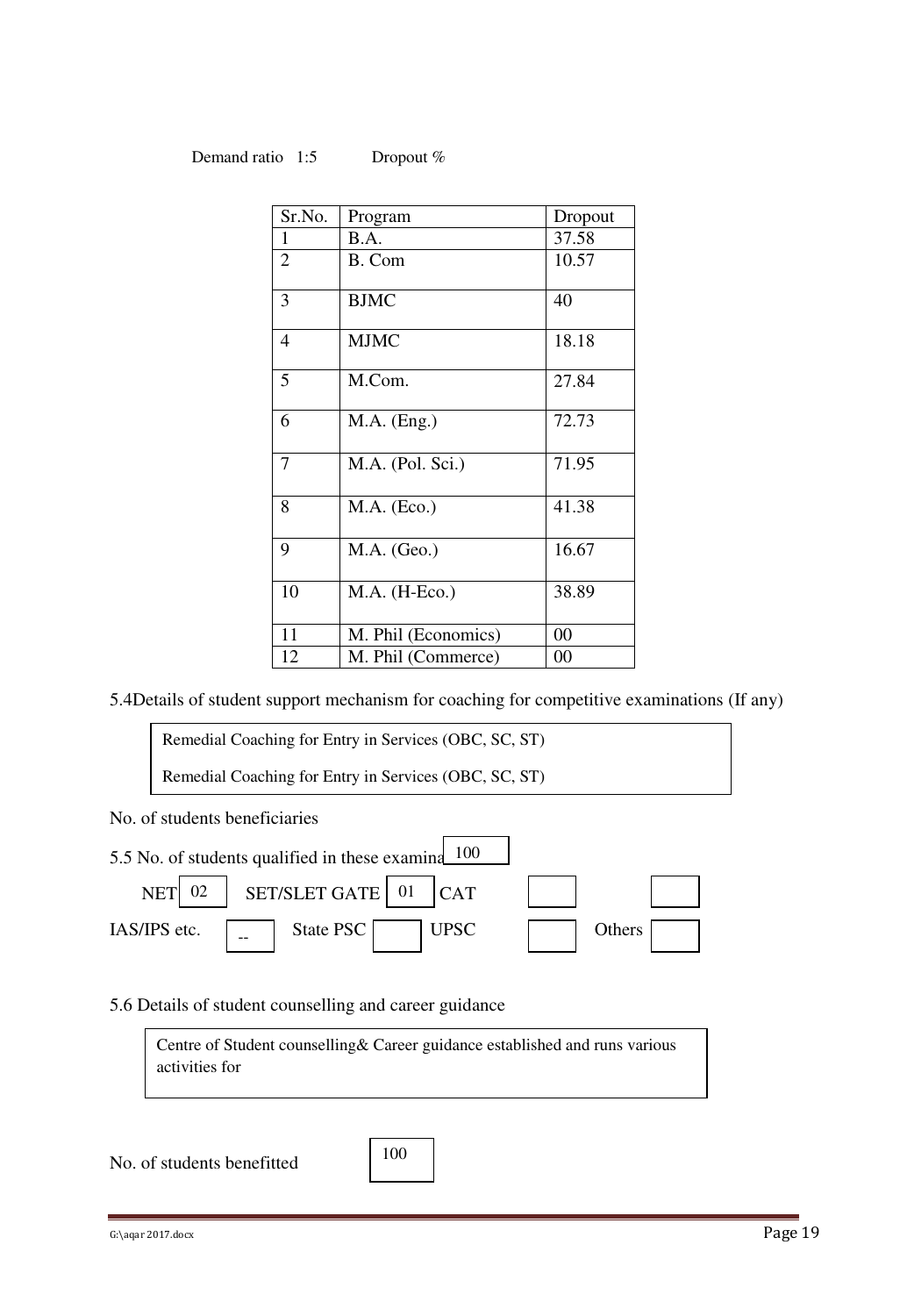Demand ratio 1:5 Dropout %

| Sr.No. | Program | Dropout |
|---|---|---|
| 1 | B.A. | 37.58 |
| 2 | B. Com | 10.57 |
| 3 | BJMC | 40 |
| 4 | MJMC | 18.18 |
| 5 | M.Com. | 27.84 |
| 6 | M.A. (Eng.) | 72.73 |
| 7 | M.A. (Pol. Sci.) | 71.95 |
| 8 | M.A. (Eco.) | 41.38 |
| 9 | M.A. (Geo.) | 16.67 |
| 10 | M.A. (H-Eco.) | 38.89 |
| 11 | M. Phil (Economics) | 00 |
| 12 | M. Phil (Commerce) | 00 |

5.4Details of student support mechanism for coaching for competitive examinations (If any)

> Remedial Coaching for Entry in Services (OBC, SC, ST)
>
> Remedial Coaching for Entry in Services (OBC, SC, ST)

No. of students beneficiaries 100

5.5 No. of students qualified in these examina

NET 02 SET/SLET GATE 01 CAT

IAS/IPS etc. -- State PSC UPSC Others

5.6 Details of student counselling and career guidance

> Centre of Student counselling& Career guidance established and runs various activities for

No. of students benefitted 100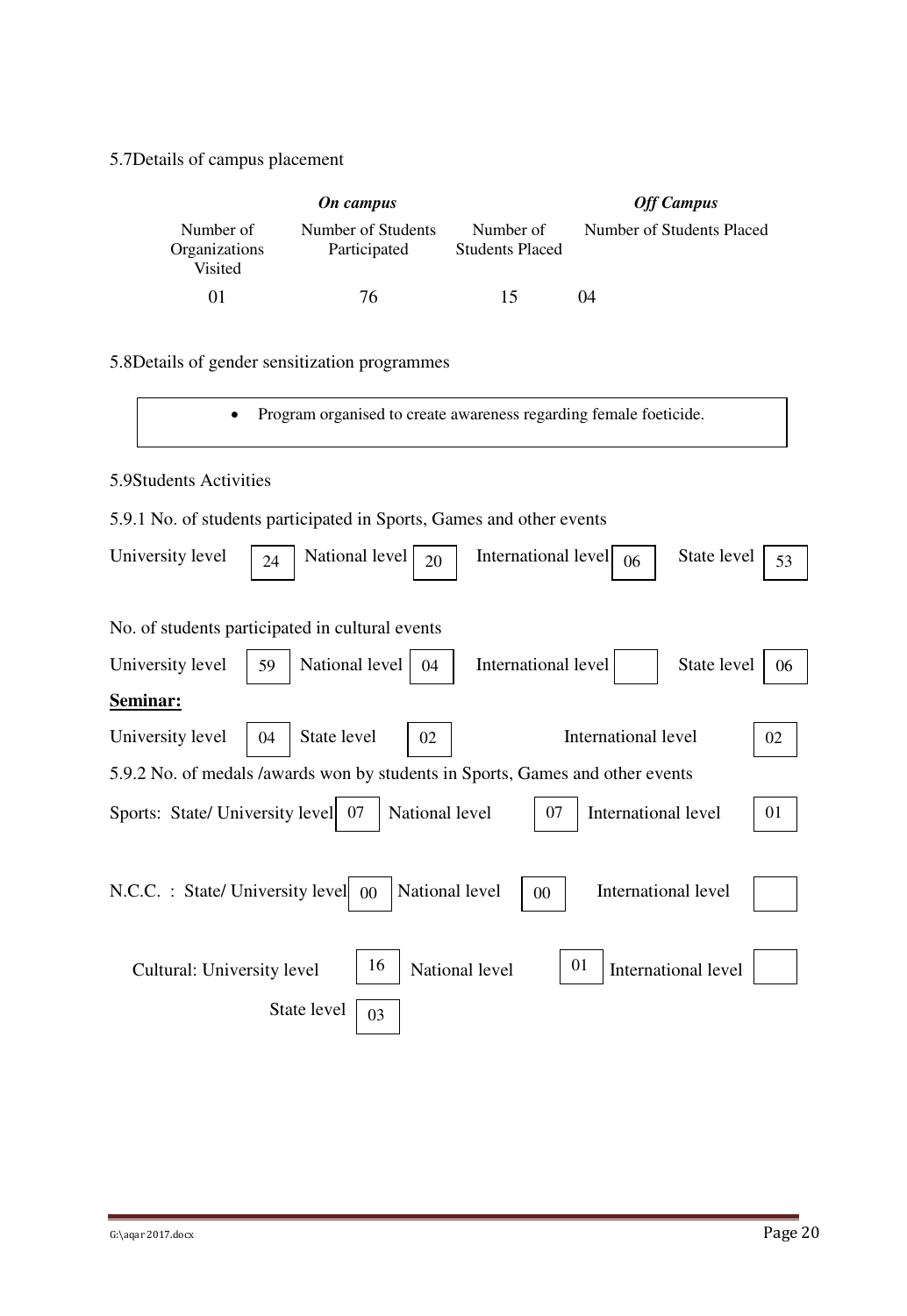5.7Details of campus placement

| *On campus* | | | *Off Campus* |
|---|---|---|---|
| Number of Organizations Visited | Number of Students Participated | Number of Students Placed | Number of Students Placed |
| 01 | 76 | 15 | 04 |

5.8Details of gender sensitization programmes

- Program organised to create awareness regarding female foeticide.

5.9Students Activities

5.9.1 No. of students participated in Sports, Games and other events

| University level | National level | International level | State level |
|---|---|---|---|
| 24 | 20 | 06 | 53 |

No. of students participated in cultural events

| University level | National level | International level | State level |
|---|---|---|---|
| 59 | 04 | | 06 |

**Seminar:**

| University level | State level | International level |
|---|---|---|
| 04 | 02 | 02 |

5.9.2 No. of medals /awards won by students in Sports, Games and other events

| | State/ University level | National level | International level |
|---|---|---|---|
| Sports | 07 | 07 | 01 |
| N.C.C. | 00 | 00 | |

| Cultural | University level | National level | International level | State level |
|---|---|---|---|---|
| | 16 | 01 | | 03 |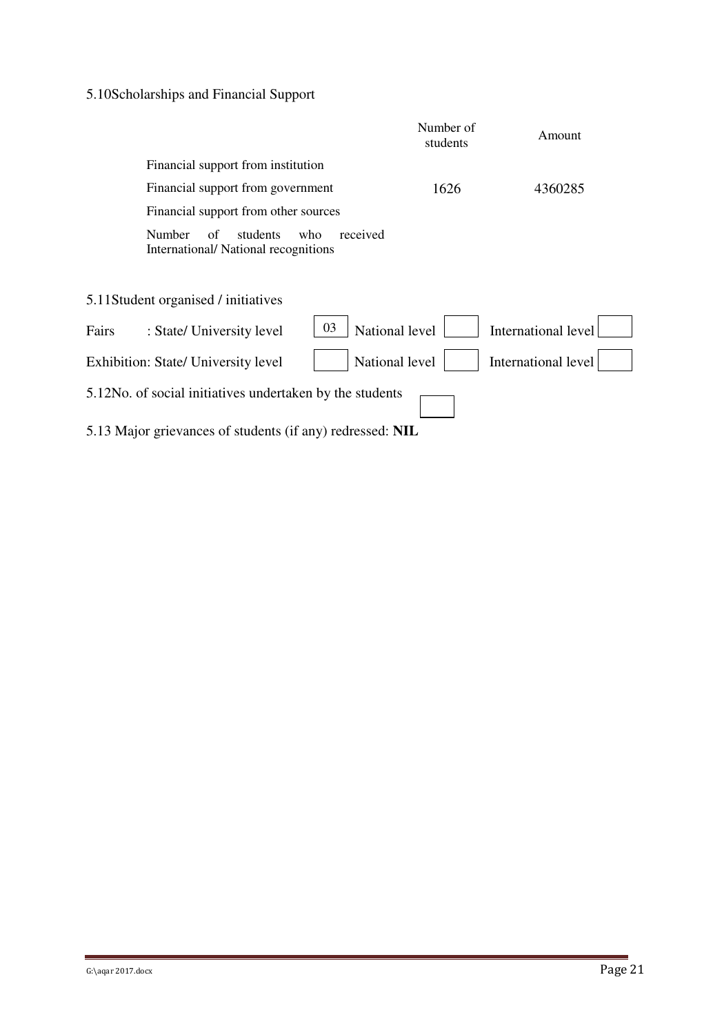5.10Scholarships and Financial Support

| | Number of students | Amount |
|---|---|---|
| Financial support from institution | | |
| Financial support from government | 1626 | 4360285 |
| Financial support from other sources | | |
| Number of students who received International/ National recognitions | | |

5.11Student organised / initiatives

| | State/ University level | National level | International level |
|---|---|---|---|
| Fairs | 03 | | |
| Exhibition | | | |

5.12No. of social initiatives undertaken by the students

5.13 Major grievances of students (if any) redressed: **NIL**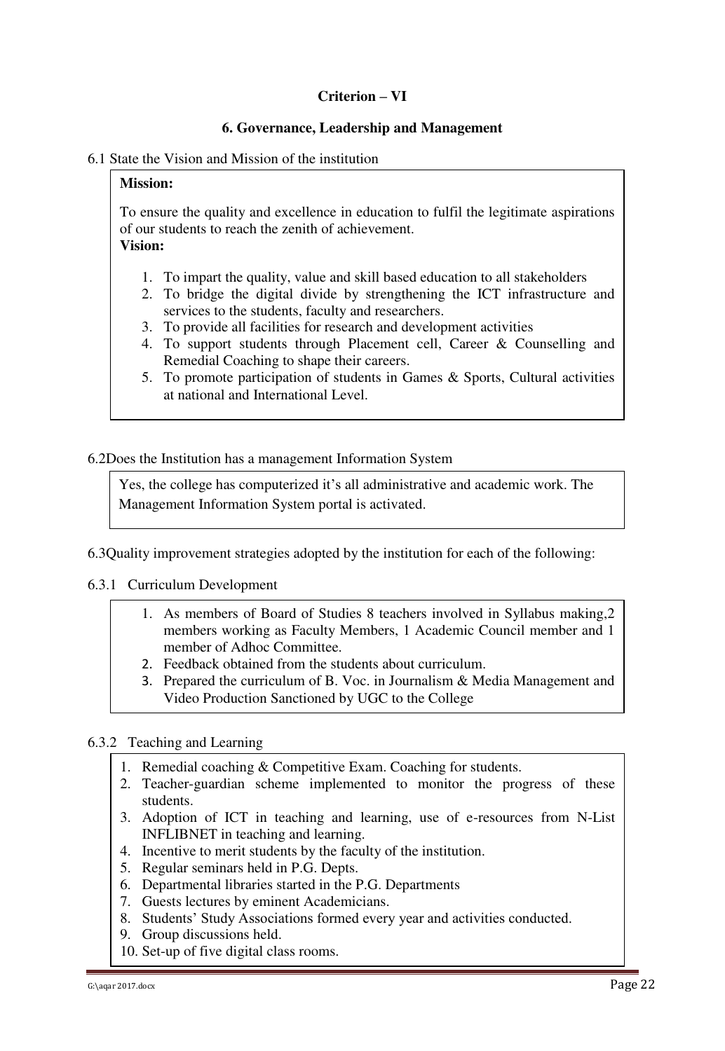## Criterion – VI

### 6. Governance, Leadership and Management

6.1 State the Vision and Mission of the institution

**Mission:**

To ensure the quality and excellence in education to fulfil the legitimate aspirations of our students to reach the zenith of achievement.

**Vision:**

1. To impart the quality, value and skill based education to all stakeholders
2. To bridge the digital divide by strengthening the ICT infrastructure and services to the students, faculty and researchers.
3. To provide all facilities for research and development activities
4. To support students through Placement cell, Career & Counselling and Remedial Coaching to shape their careers.
5. To promote participation of students in Games & Sports, Cultural activities at national and International Level.

6.2Does the Institution has a management Information System

Yes, the college has computerized it's all administrative and academic work. The Management Information System portal is activated.

6.3Quality improvement strategies adopted by the institution for each of the following:

6.3.1 Curriculum Development

1. As members of Board of Studies 8 teachers involved in Syllabus making,2 members working as Faculty Members, 1 Academic Council member and 1 member of Adhoc Committee.
2. Feedback obtained from the students about curriculum.
3. Prepared the curriculum of B. Voc. in Journalism & Media Management and Video Production Sanctioned by UGC to the College

6.3.2 Teaching and Learning

1. Remedial coaching & Competitive Exam. Coaching for students.
2. Teacher-guardian scheme implemented to monitor the progress of these students.
3. Adoption of ICT in teaching and learning, use of e-resources from N-List INFLIBNET in teaching and learning.
4. Incentive to merit students by the faculty of the institution.
5. Regular seminars held in P.G. Depts.
6. Departmental libraries started in the P.G. Departments
7. Guests lectures by eminent Academicians.
8. Students' Study Associations formed every year and activities conducted.
9. Group discussions held.
10. Set-up of five digital class rooms.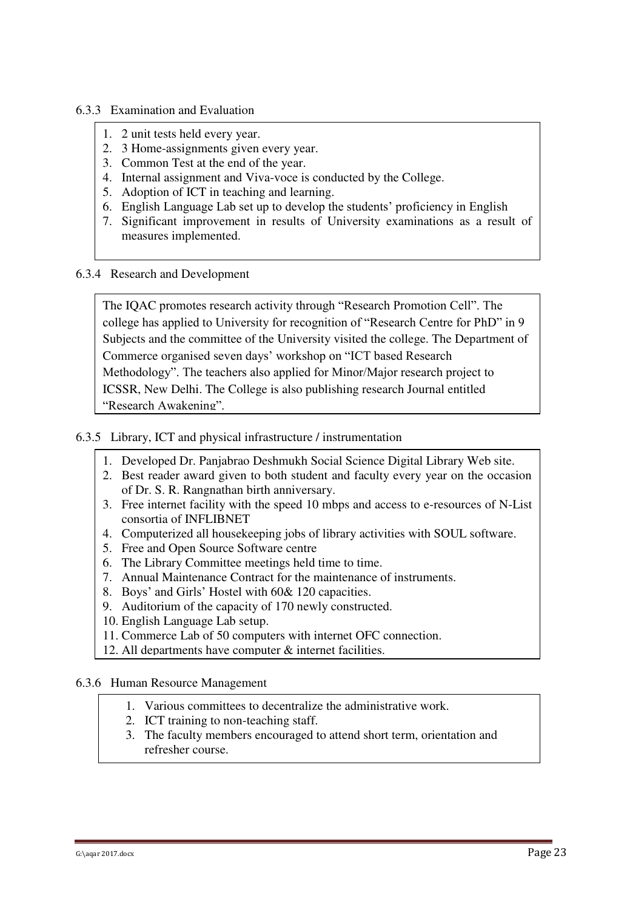6.3.3 Examination and Evaluation

1. 2 unit tests held every year.
2. 3 Home-assignments given every year.
3. Common Test at the end of the year.
4. Internal assignment and Viva-voce is conducted by the College.
5. Adoption of ICT in teaching and learning.
6. English Language Lab set up to develop the students' proficiency in English
7. Significant improvement in results of University examinations as a result of measures implemented.

6.3.4 Research and Development

The IQAC promotes research activity through "Research Promotion Cell". The college has applied to University for recognition of "Research Centre for PhD" in 9 Subjects and the committee of the University visited the college. The Department of Commerce organised seven days' workshop on "ICT based Research Methodology". The teachers also applied for Minor/Major research project to ICSSR, New Delhi. The College is also publishing research Journal entitled "Research Awakening".

6.3.5 Library, ICT and physical infrastructure / instrumentation

1. Developed Dr. Panjabrao Deshmukh Social Science Digital Library Web site.
2. Best reader award given to both student and faculty every year on the occasion of Dr. S. R. Rangnathan birth anniversary.
3. Free internet facility with the speed 10 mbps and access to e-resources of N-List consortia of INFLIBNET
4. Computerized all housekeeping jobs of library activities with SOUL software.
5. Free and Open Source Software centre
6. The Library Committee meetings held time to time.
7. Annual Maintenance Contract for the maintenance of instruments.
8. Boys' and Girls' Hostel with 60& 120 capacities.
9. Auditorium of the capacity of 170 newly constructed.
10. English Language Lab setup.
11. Commerce Lab of 50 computers with internet OFC connection.
12. All departments have computer & internet facilities.

6.3.6 Human Resource Management

1. Various committees to decentralize the administrative work.
2. ICT training to non-teaching staff.
3. The faculty members encouraged to attend short term, orientation and refresher course.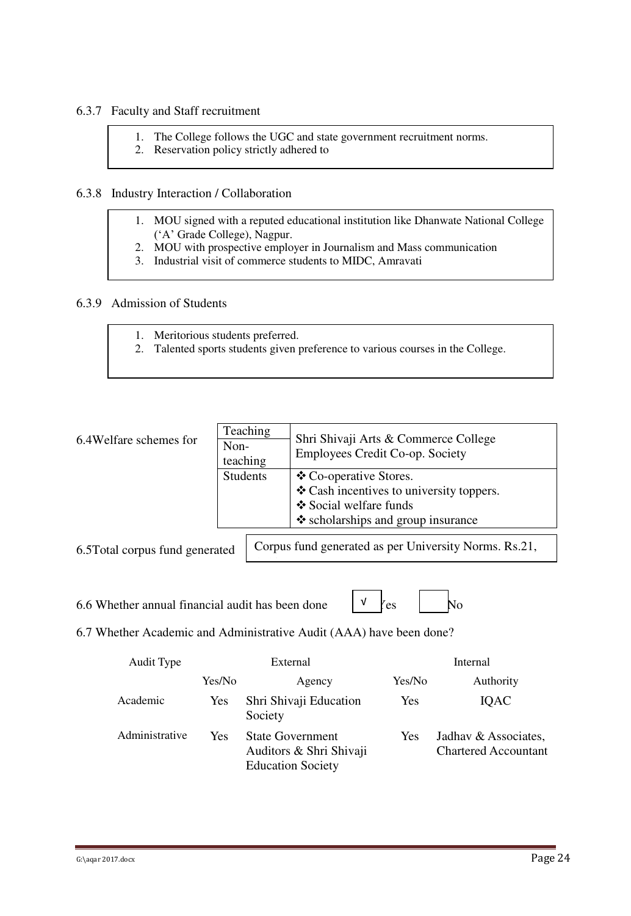6.3.7 Faculty and Staff recruitment

1. The College follows the UGC and state government recruitment norms.
2. Reservation policy strictly adhered to

6.3.8 Industry Interaction / Collaboration

1. MOU signed with a reputed educational institution like Dhanwate National College ('A' Grade College), Nagpur.
2. MOU with prospective employer in Journalism and Mass communication
3. Industrial visit of commerce students to MIDC, Amravati

6.3.9 Admission of Students

1. Meritorious students preferred.
2. Talented sports students given preference to various courses in the College.

6.4 Welfare schemes for

| | |
|---|---|
| Teaching | Shri Shivaji Arts & Commerce College Employees Credit Co-op. Society |
| Non-teaching | |
| Students | ❖ Co-operative Stores.<br>❖ Cash incentives to university toppers.<br>❖ Social welfare funds<br>❖ scholarships and group insurance |

6.5 Total corpus fund generated: Corpus fund generated as per University Norms. Rs.21,

6.6 Whether annual financial audit has been done: √ Yes ☐ No

6.7 Whether Academic and Administrative Audit (AAA) have been done?

| Audit Type | External | | Internal | |
|---|---|---|---|---|
| | Yes/No | Agency | Yes/No | Authority |
| Academic | Yes | Shri Shivaji Education Society | Yes | IQAC |
| Administrative | Yes | State Government Auditors & Shri Shivaji Education Society | Yes | Jadhav & Associates, Chartered Accountant |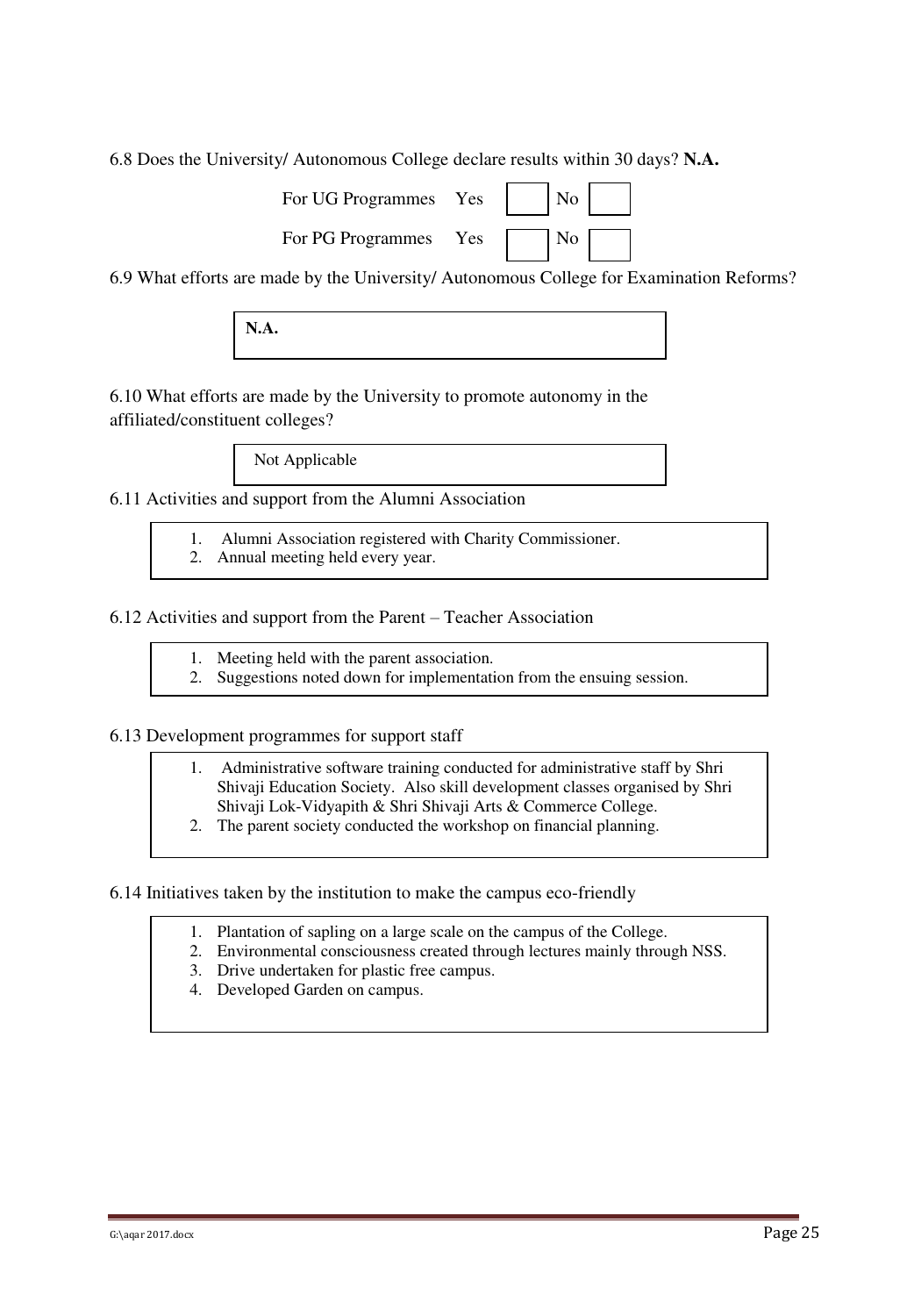6.8 Does the University/ Autonomous College declare results within 30 days? **N.A.**

| | | | | |
|---|---|---|---|---|
| For UG Programmes | Yes | | No | |
| For PG Programmes | Yes | | No | |

6.9 What efforts are made by the University/ Autonomous College for Examination Reforms?

**N.A.**

6.10 What efforts are made by the University to promote autonomy in the affiliated/constituent colleges?

Not Applicable

6.11 Activities and support from the Alumni Association

1. Alumni Association registered with Charity Commissioner.
2. Annual meeting held every year.

6.12 Activities and support from the Parent – Teacher Association

1. Meeting held with the parent association.
2. Suggestions noted down for implementation from the ensuing session.

6.13 Development programmes for support staff

1. Administrative software training conducted for administrative staff by Shri Shivaji Education Society. Also skill development classes organised by Shri Shivaji Lok-Vidyapith & Shri Shivaji Arts & Commerce College.
2. The parent society conducted the workshop on financial planning.

6.14 Initiatives taken by the institution to make the campus eco-friendly

1. Plantation of sapling on a large scale on the campus of the College.
2. Environmental consciousness created through lectures mainly through NSS.
3. Drive undertaken for plastic free campus.
4. Developed Garden on campus.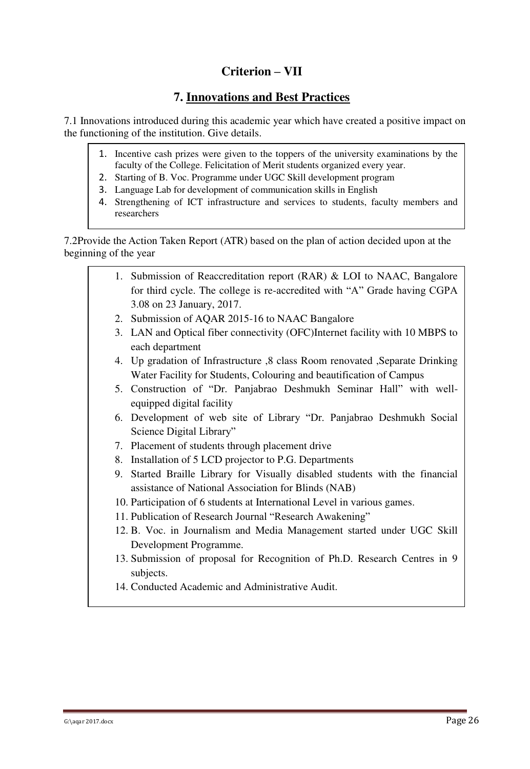## Criterion – VII

## 7. Innovations and Best Practices

7.1 Innovations introduced during this academic year which have created a positive impact on the functioning of the institution. Give details.

1. Incentive cash prizes were given to the toppers of the university examinations by the faculty of the College. Felicitation of Merit students organized every year.
2. Starting of B. Voc. Programme under UGC Skill development program
3. Language Lab for development of communication skills in English
4. Strengthening of ICT infrastructure and services to students, faculty members and researchers

7.2Provide the Action Taken Report (ATR) based on the plan of action decided upon at the beginning of the year

1. Submission of Reaccreditation report (RAR) & LOI to NAAC, Bangalore for third cycle. The college is re-accredited with "A" Grade having CGPA 3.08 on 23 January, 2017.
2. Submission of AQAR 2015-16 to NAAC Bangalore
3. LAN and Optical fiber connectivity (OFC)Internet facility with 10 MBPS to each department
4. Up gradation of Infrastructure ,8 class Room renovated ,Separate Drinking Water Facility for Students, Colouring and beautification of Campus
5. Construction of "Dr. Panjabrao Deshmukh Seminar Hall" with well-equipped digital facility
6. Development of web site of Library "Dr. Panjabrao Deshmukh Social Science Digital Library"
7. Placement of students through placement drive
8. Installation of 5 LCD projector to P.G. Departments
9. Started Braille Library for Visually disabled students with the financial assistance of National Association for Blinds (NAB)
10. Participation of 6 students at International Level in various games.
11. Publication of Research Journal "Research Awakening"
12. B. Voc. in Journalism and Media Management started under UGC Skill Development Programme.
13. Submission of proposal for Recognition of Ph.D. Research Centres in 9 subjects.
14. Conducted Academic and Administrative Audit.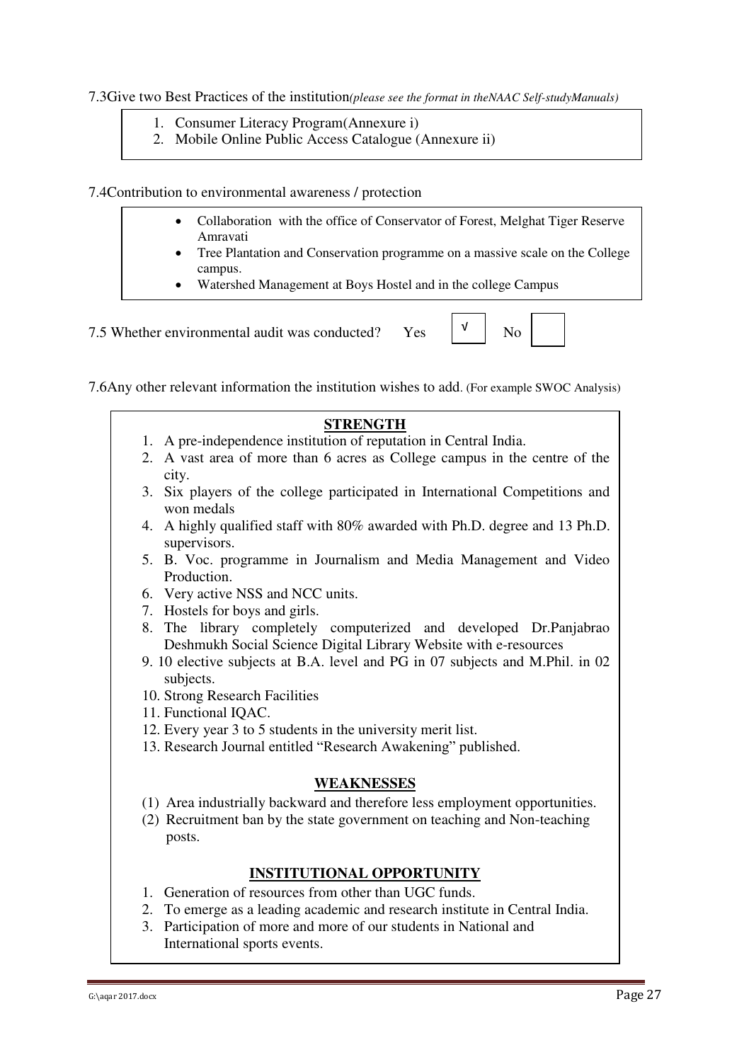7.3Give two Best Practices of the institution*(please see the format in theNAAC Self-studyManuals)*

1. Consumer Literacy Program(Annexure i)
2. Mobile Online Public Access Catalogue (Annexure ii)

7.4Contribution to environmental awareness / protection

- Collaboration with the office of Conservator of Forest, Melghat Tiger Reserve Amravati
- Tree Plantation and Conservation programme on a massive scale on the College campus.
- Watershed Management at Boys Hostel and in the college Campus

7.5 Whether environmental audit was conducted? Yes √ No

7.6Any other relevant information the institution wishes to add. (For example SWOC Analysis)

**STRENGTH**

1. A pre-independence institution of reputation in Central India.
2. A vast area of more than 6 acres as College campus in the centre of the city.
3. Six players of the college participated in International Competitions and won medals
4. A highly qualified staff with 80% awarded with Ph.D. degree and 13 Ph.D. supervisors.
5. B. Voc. programme in Journalism and Media Management and Video Production.
6. Very active NSS and NCC units.
7. Hostels for boys and girls.
8. The library completely computerized and developed Dr.Panjabrao Deshmukh Social Science Digital Library Website with e-resources
9. 10 elective subjects at B.A. level and PG in 07 subjects and M.Phil. in 02 subjects.
10. Strong Research Facilities
11. Functional IQAC.
12. Every year 3 to 5 students in the university merit list.
13. Research Journal entitled "Research Awakening" published.

**WEAKNESSES**

(1) Area industrially backward and therefore less employment opportunities.
(2) Recruitment ban by the state government on teaching and Non-teaching posts.

**INSTITUTIONAL OPPORTUNITY**

1. Generation of resources from other than UGC funds.
2. To emerge as a leading academic and research institute in Central India.
3. Participation of more and more of our students in National and International sports events.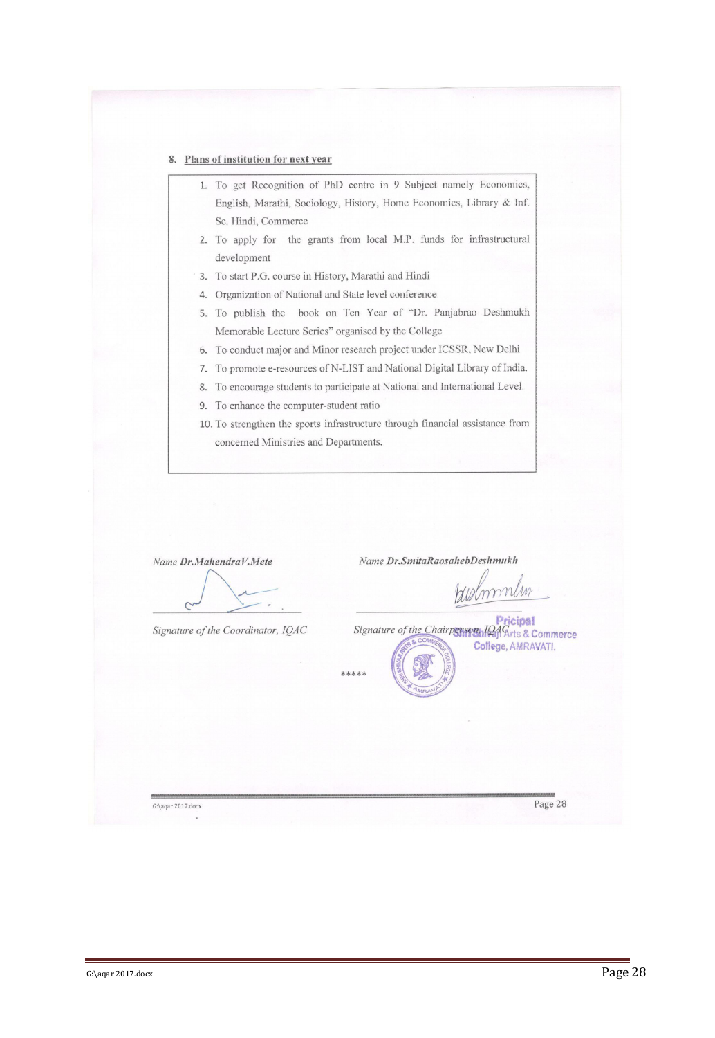**8. Plans of institution for next year**

1. To get Recognition of PhD centre in 9 Subject namely Economics, English, Marathi, Sociology, History, Home Economics, Library & Inf. Sc. Hindi, Commerce
2. To apply for the grants from local M.P. funds for infrastructural development
3. To start P.G. course in History, Marathi and Hindi
4. Organization of National and State level conference
5. To publish the book on Ten Year of "Dr. Panjabrao Deshmukh Memorable Lecture Series" organised by the College
6. To conduct major and Minor research project under ICSSR, New Delhi
7. To promote e-resources of N-LIST and National Digital Library of India.
8. To encourage students to participate at National and International Level.
9. To enhance the computer-student ratio
10. To strengthen the sports infrastructure through financial assistance from concerned Ministries and Departments.

*Name* ***Dr.MahendraV.Mete***

*Signature of the Coordinator, IQAC*

*Name* ***Dr.SmitaRaosahebDeshmukh***

*Signature of the Chairperson, IQAC*

Pricipal
Shri Shivaji Arts & Commerce College, AMRAVATI.

\*\*\*\*\*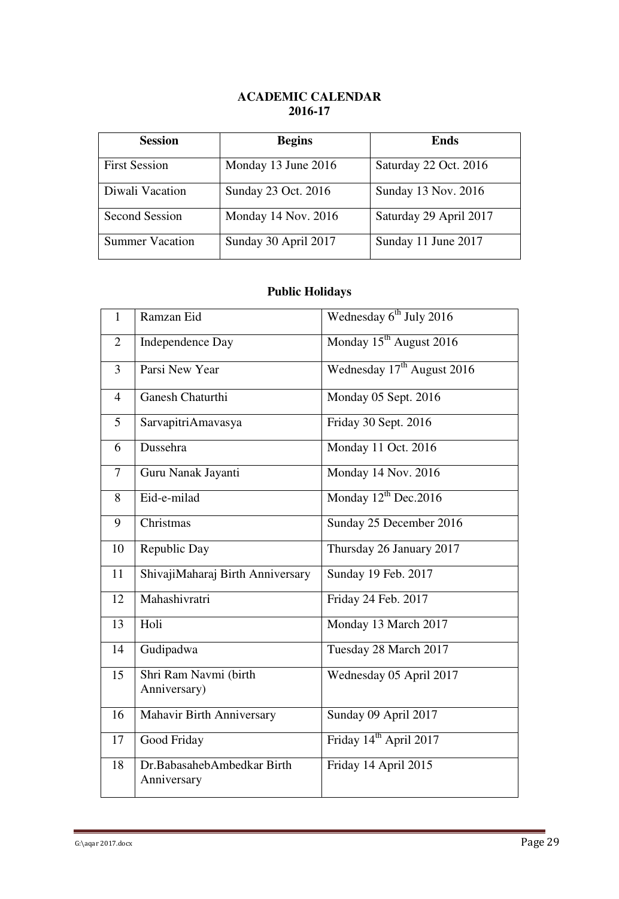## ACADEMIC CALENDAR
## 2016-17

| Session | Begins | Ends |
| --- | --- | --- |
| First Session | Monday 13 June 2016 | Saturday 22 Oct. 2016 |
| Diwali Vacation | Sunday 23 Oct. 2016 | Sunday 13 Nov. 2016 |
| Second Session | Monday 14 Nov. 2016 | Saturday 29 April 2017 |
| Summer Vacation | Sunday 30 April 2017 | Sunday 11 June 2017 |

### Public Holidays

| | | |
| --- | --- | --- |
| 1 | Ramzan Eid | Wednesday 6th July 2016 |
| 2 | Independence Day | Monday 15th August 2016 |
| 3 | Parsi New Year | Wednesday 17th August 2016 |
| 4 | Ganesh Chaturthi | Monday 05 Sept. 2016 |
| 5 | SarvapitriAmavasya | Friday 30 Sept. 2016 |
| 6 | Dussehra | Monday 11 Oct. 2016 |
| 7 | Guru Nanak Jayanti | Monday 14 Nov. 2016 |
| 8 | Eid-e-milad | Monday 12th Dec.2016 |
| 9 | Christmas | Sunday 25 December 2016 |
| 10 | Republic Day | Thursday 26 January 2017 |
| 11 | ShivajiMaharaj Birth Anniversary | Sunday 19 Feb. 2017 |
| 12 | Mahashivratri | Friday 24 Feb. 2017 |
| 13 | Holi | Monday 13 March 2017 |
| 14 | Gudipadwa | Tuesday 28 March 2017 |
| 15 | Shri Ram Navmi (birth Anniversary) | Wednesday 05 April 2017 |
| 16 | Mahavir Birth Anniversary | Sunday 09 April 2017 |
| 17 | Good Friday | Friday 14th April 2017 |
| 18 | Dr.BabasahebAmbedkar Birth Anniversary | Friday 14 April 2015 |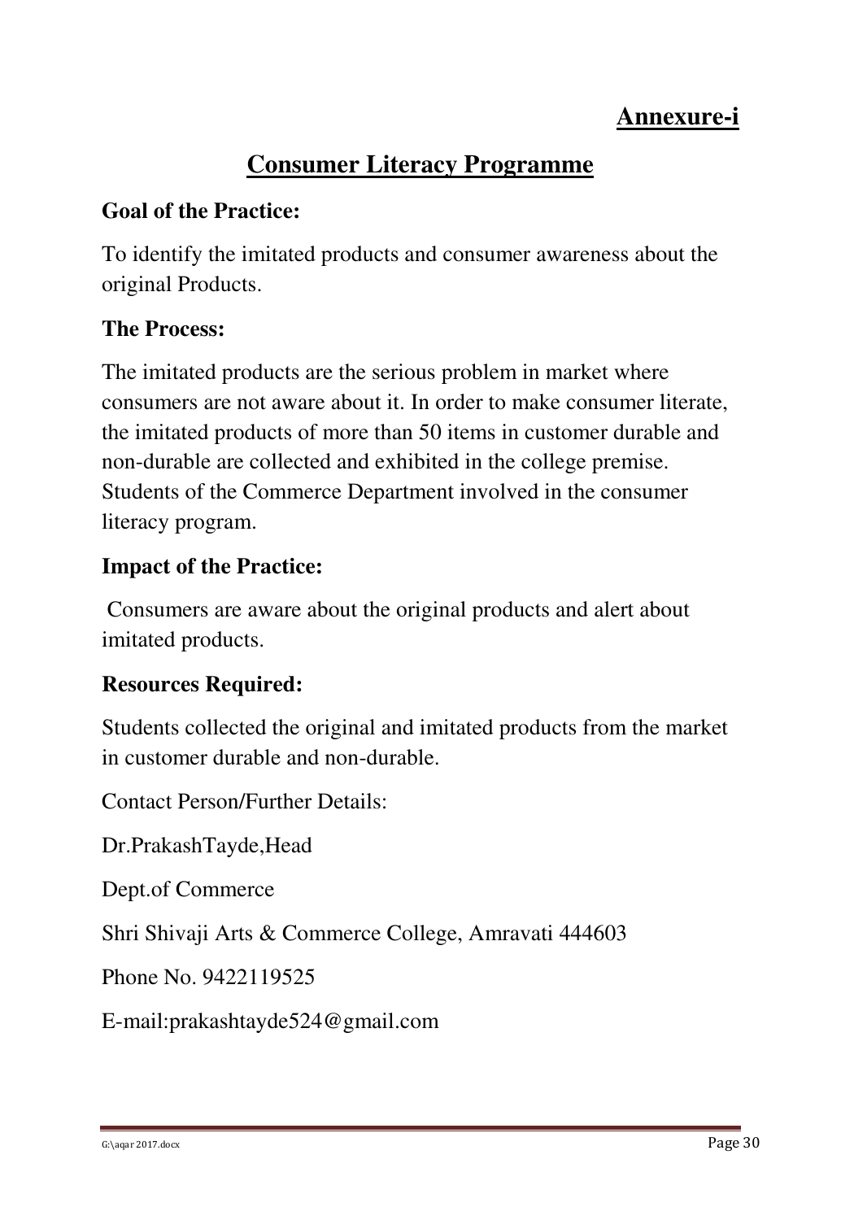**Annexure-i**

# Consumer Literacy Programme

**Goal of the Practice:**

To identify the imitated products and consumer awareness about the original Products.

**The Process:**

The imitated products are the serious problem in market where consumers are not aware about it. In order to make consumer literate, the imitated products of more than 50 items in customer durable and non-durable are collected and exhibited in the college premise. Students of the Commerce Department involved in the consumer literacy program.

**Impact of the Practice:**

Consumers are aware about the original products and alert about imitated products.

**Resources Required:**

Students collected the original and imitated products from the market in customer durable and non-durable.

Contact Person/Further Details:

Dr.PrakashTayde,Head

Dept.of Commerce

Shri Shivaji Arts & Commerce College, Amravati 444603

Phone No. 9422119525

E-mail:prakashtayde524@gmail.com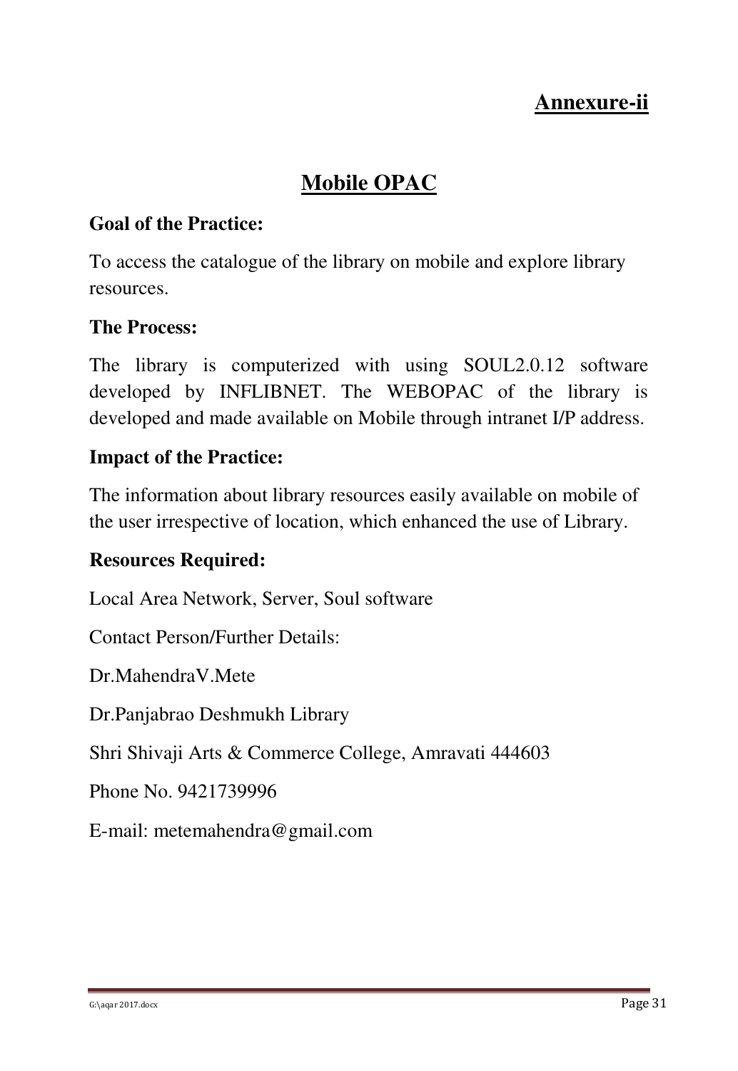**Annexure-ii**

# Mobile OPAC

**Goal of the Practice:**

To access the catalogue of the library on mobile and explore library resources.

**The Process:**

The library is computerized with using SOUL2.0.12 software developed by INFLIBNET. The WEBOPAC of the library is developed and made available on Mobile through intranet I/P address.

**Impact of the Practice:**

The information about library resources easily available on mobile of the user irrespective of location, which enhanced the use of Library.

**Resources Required:**

Local Area Network, Server, Soul software

Contact Person/Further Details:

Dr.MahendraV.Mete

Dr.Panjabrao Deshmukh Library

Shri Shivaji Arts & Commerce College, Amravati 444603

Phone No. 9421739996

E-mail: metemahendra@gmail.com